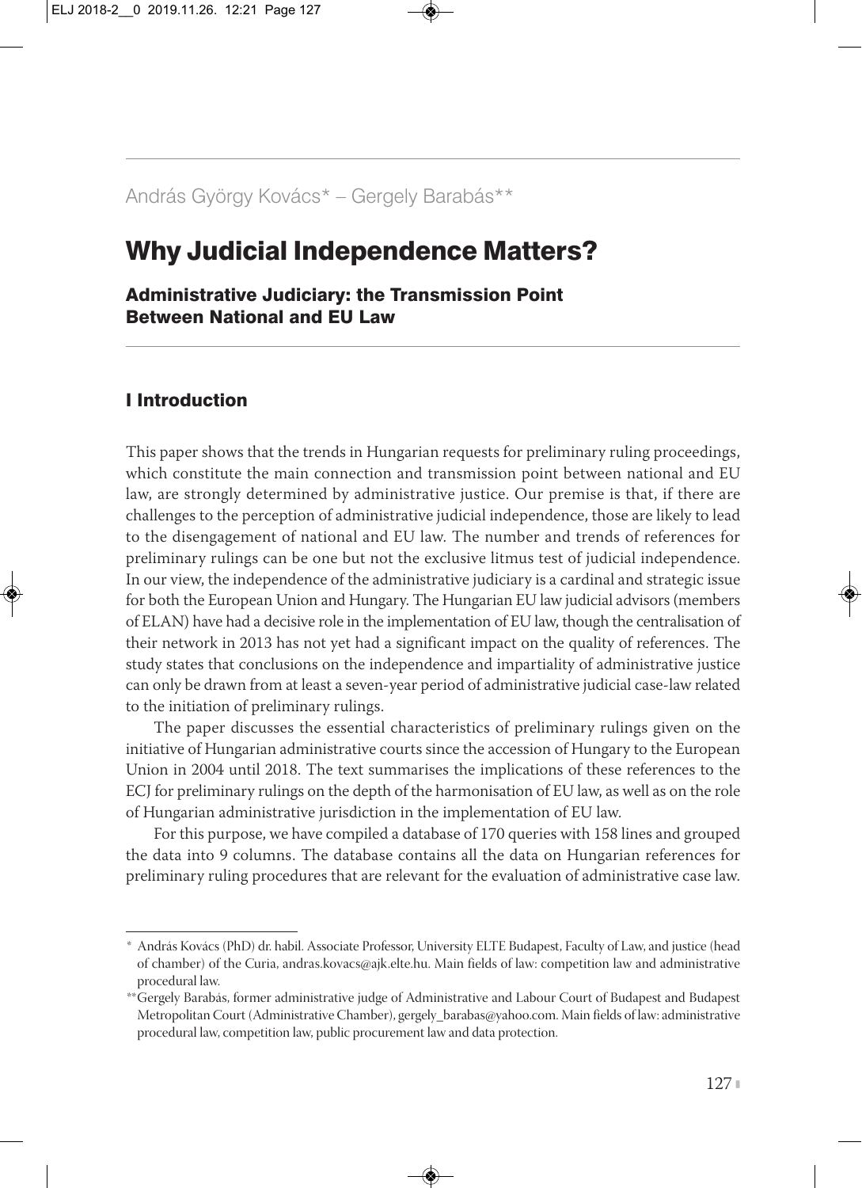András György Kovács* – Gergely Barabás**

# Why Judicial Independence Matters?

### Administrative Judiciary: the Transmission Point Between National and EU Law

## I Introduction

This paper shows that the trends in Hungarian requests for preliminary ruling proceedings, which constitute the main connection and transmission point between national and EU law, are strongly determined by administrative justice. Our premise is that, if there are challenges to the perception of administrative judicial independence, those are likely to lead to the disengagement of national and EU law. The number and trends of references for preliminary rulings can be one but not the exclusive litmus test of judicial independence. In our view, the independence of the administrative judiciary is a cardinal and strategic issue for both the European Union and Hungary. The Hungarian EU law judicial advisors (members of ELAN) have had a decisive role in the implementation of EU law, though the centralisation of their network in 2013 has not yet had a significant impact on the quality of references. The study states that conclusions on the independence and impartiality of administrative justice can only be drawn from at least a seven-year period of administrative judicial case-law related to the initiation of preliminary rulings.

The paper discusses the essential characteristics of preliminary rulings given on the initiative of Hungarian administrative courts since the accession of Hungary to the European Union in 2004 until 2018. The text summarises the implications of these references to the ECJ for preliminary rulings on the depth of the harmonisation of EU law, as well as on the role of Hungarian administrative jurisdiction in the implementation of EU law.

For this purpose, we have compiled a database of 170 queries with 158 lines and grouped the data into 9 columns. The database contains all the data on Hungarian references for preliminary ruling procedures that are relevant for the evaluation of administrative case law.

---

\* András Kovács (PhD) dr. habil. Associate Professor, University ELTE Budapest, Faculty of Law, and justice (head of chamber) of the Curia, andras.kovacs@ajk.elte.hu. Main fields of law: competition law and administrative procedural law.

\*\*Gergely Barabás, former administrative judge of Administrative and Labour Court of Budapest and Budapest Metropolitan Court (Administrative Chamber), gergely_barabas@yahoo.com. Main fields of law: administrative procedural law, competition law, public procurement law and data protection.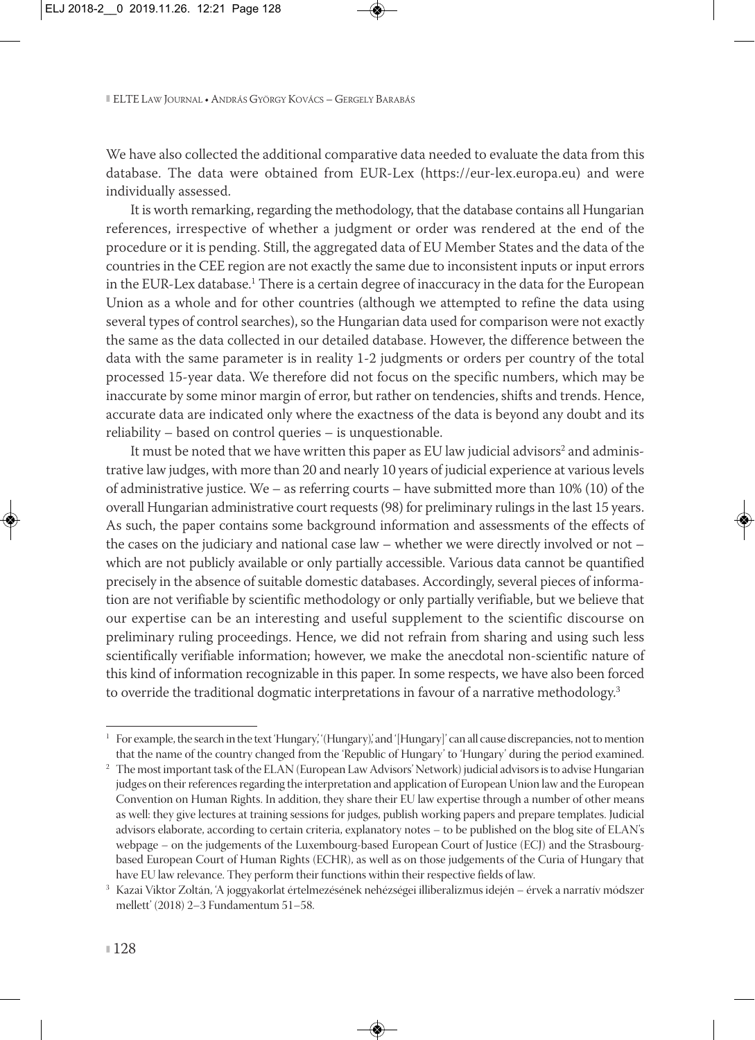We have also collected the additional comparative data needed to evaluate the data from this database. The data were obtained from EUR-Lex (https://eur-lex.europa.eu) and were individually assessed.

It is worth remarking, regarding the methodology, that the database contains all Hungarian references, irrespective of whether a judgment or order was rendered at the end of the procedure or it is pending. Still, the aggregated data of EU Member States and the data of the countries in the CEE region are not exactly the same due to inconsistent inputs or input errors in the EUR-Lex database.[1] There is a certain degree of inaccuracy in the data for the European Union as a whole and for other countries (although we attempted to refine the data using several types of control searches), so the Hungarian data used for comparison were not exactly the same as the data collected in our detailed database. However, the difference between the data with the same parameter is in reality 1-2 judgments or orders per country of the total processed 15-year data. We therefore did not focus on the specific numbers, which may be inaccurate by some minor margin of error, but rather on tendencies, shifts and trends. Hence, accurate data are indicated only where the exactness of the data is beyond any doubt and its reliability – based on control queries – is unquestionable.

It must be noted that we have written this paper as EU law judicial advisors[2] and administrative law judges, with more than 20 and nearly 10 years of judicial experience at various levels of administrative justice. We – as referring courts – have submitted more than 10% (10) of the overall Hungarian administrative court requests (98) for preliminary rulings in the last 15 years. As such, the paper contains some background information and assessments of the effects of the cases on the judiciary and national case law – whether we were directly involved or not – which are not publicly available or only partially accessible. Various data cannot be quantified precisely in the absence of suitable domestic databases. Accordingly, several pieces of information are not verifiable by scientific methodology or only partially verifiable, but we believe that our expertise can be an interesting and useful supplement to the scientific discourse on preliminary ruling proceedings. Hence, we did not refrain from sharing and using such less scientifically verifiable information; however, we make the anecdotal non-scientific nature of this kind of information recognizable in this paper. In some respects, we have also been forced to override the traditional dogmatic interpretations in favour of a narrative methodology.[3]

---

[1] For example, the search in the text 'Hungary,' '(Hungary)', and '[Hungary]' can all cause discrepancies, not to mention that the name of the country changed from the 'Republic of Hungary' to 'Hungary' during the period examined.

[2] The most important task of the ELAN (European Law Advisors' Network) judicial advisors is to advise Hungarian judges on their references regarding the interpretation and application of European Union law and the European Convention on Human Rights. In addition, they share their EU law expertise through a number of other means as well: they give lectures at training sessions for judges, publish working papers and prepare templates. Judicial advisors elaborate, according to certain criteria, explanatory notes – to be published on the blog site of ELAN's webpage – on the judgements of the Luxembourg-based European Court of Justice (ECJ) and the Strasbourg-based European Court of Human Rights (ECHR), as well as on those judgements of the Curia of Hungary that have EU law relevance. They perform their functions within their respective fields of law.

[3] Kazai Viktor Zoltán, 'A joggyakorlat értelmezésének nehézségei illiberalizmus idején – érvek a narratív módszer mellett' (2018) 2–3 Fundamentum 51–58.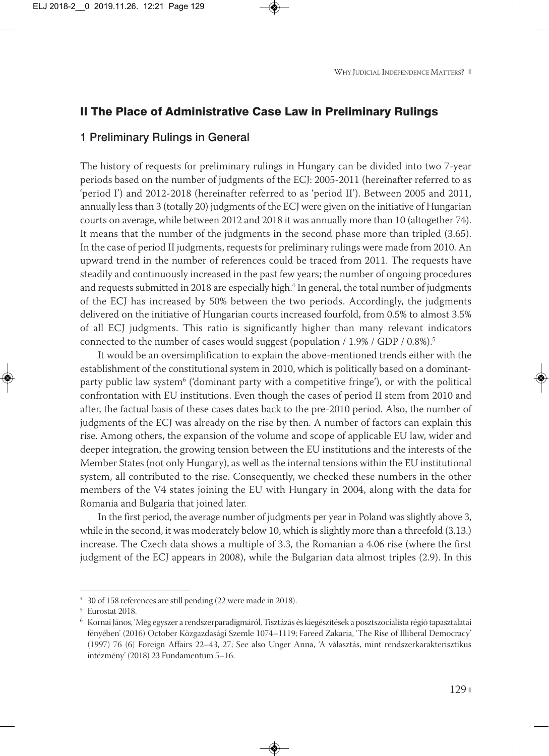## II The Place of Administrative Case Law in Preliminary Rulings

### 1 Preliminary Rulings in General

The history of requests for preliminary rulings in Hungary can be divided into two 7-year periods based on the number of judgments of the ECJ: 2005-2011 (hereinafter referred to as 'period I') and 2012-2018 (hereinafter referred to as 'period II'). Between 2005 and 2011, annually less than 3 (totally 20) judgments of the ECJ were given on the initiative of Hungarian courts on average, while between 2012 and 2018 it was annually more than 10 (altogether 74). It means that the number of the judgments in the second phase more than tripled (3.65). In the case of period II judgments, requests for preliminary rulings were made from 2010. An upward trend in the number of references could be traced from 2011. The requests have steadily and continuously increased in the past few years; the number of ongoing procedures and requests submitted in 2018 are especially high.[4] In general, the total number of judgments of the ECJ has increased by 50% between the two periods. Accordingly, the judgments delivered on the initiative of Hungarian courts increased fourfold, from 0.5% to almost 3.5% of all ECJ judgments. This ratio is significantly higher than many relevant indicators connected to the number of cases would suggest (population / 1.9% / GDP / 0.8%).[5]

It would be an oversimplification to explain the above-mentioned trends either with the establishment of the constitutional system in 2010, which is politically based on a dominant-party public law system[6] ('dominant party with a competitive fringe'), or with the political confrontation with EU institutions. Even though the cases of period II stem from 2010 and after, the factual basis of these cases dates back to the pre-2010 period. Also, the number of judgments of the ECJ was already on the rise by then. A number of factors can explain this rise. Among others, the expansion of the volume and scope of applicable EU law, wider and deeper integration, the growing tension between the EU institutions and the interests of the Member States (not only Hungary), as well as the internal tensions within the EU institutional system, all contributed to the rise. Consequently, we checked these numbers in the other members of the V4 states joining the EU with Hungary in 2004, along with the data for Romania and Bulgaria that joined later.

In the first period, the average number of judgments per year in Poland was slightly above 3, while in the second, it was moderately below 10, which is slightly more than a threefold (3.13.) increase. The Czech data shows a multiple of 3.3, the Romanian a 4.06 rise (where the first judgment of the ECJ appears in 2008), while the Bulgarian data almost triples (2.9). In this

---

[4] 30 of 158 references are still pending (22 were made in 2018).

[5] Eurostat 2018.

[6] Kornai János, 'Még egyszer a rendszerparadigmáról, Tisztázás és kiegészítések a posztszocialista régió tapasztalatai fényében' (2016) October Közgazdasági Szemle 1074–1119; Fareed Zakaria, 'The Rise of Illiberal Democracy' (1997) 76 (6) Foreign Affairs 22–43, 27; See also Unger Anna, 'A választás, mint rendszerkarakterisztikus intézmény' (2018) 23 Fundamentum 5–16.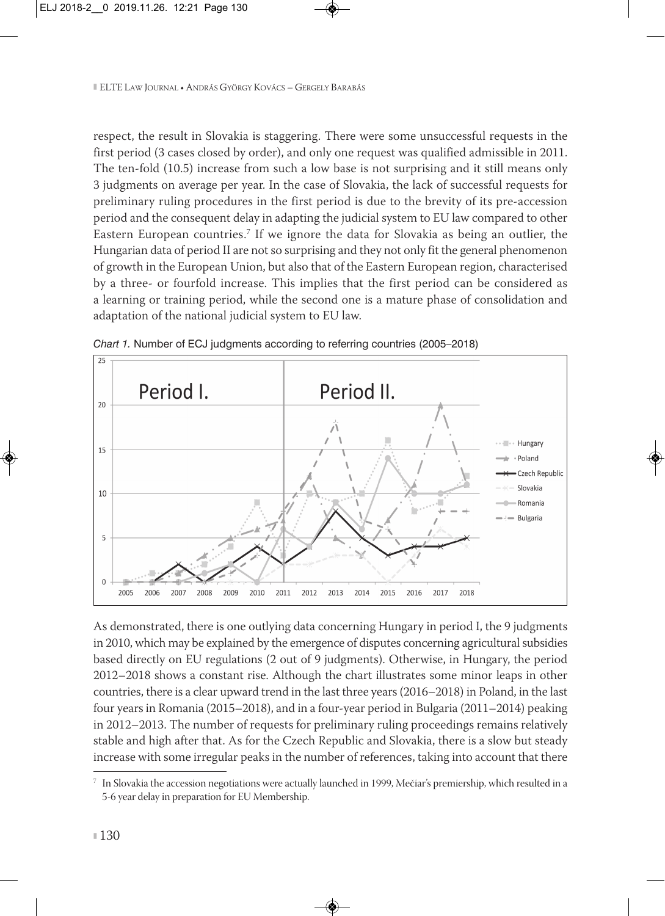respect, the result in Slovakia is staggering. There were some unsuccessful requests in the first period (3 cases closed by order), and only one request was qualified admissible in 2011. The ten-fold (10.5) increase from such a low base is not surprising and it still means only 3 judgments on average per year. In the case of Slovakia, the lack of successful requests for preliminary ruling procedures in the first period is due to the brevity of its pre-accession period and the consequent delay in adapting the judicial system to EU law compared to other Eastern European countries.[7] If we ignore the data for Slovakia as being an outlier, the Hungarian data of period II are not so surprising and they not only fit the general phenomenon of growth in the European Union, but also that of the Eastern European region, characterised by a three- or fourfold increase. This implies that the first period can be considered as a learning or training period, while the second one is a mature phase of consolidation and adaptation of the national judicial system to EU law.

*Chart 1.* Number of ECJ judgments according to referring countries (2005–2018)

Period I.

Period II.

0
5
10
15
20
25

2005 2006 2007 2008 2009 2010 2011 2012 2013 2014 2015 2016 2017 2018

Hungary
Poland
Czech Republic
Slovakia
Romania
Bulgaria

As demonstrated, there is one outlying data concerning Hungary in period I, the 9 judgments in 2010, which may be explained by the emergence of disputes concerning agricultural subsidies based directly on EU regulations (2 out of 9 judgments). Otherwise, in Hungary, the period 2012–2018 shows a constant rise. Although the chart illustrates some minor leaps in other countries, there is a clear upward trend in the last three years (2016–2018) in Poland, in the last four years in Romania (2015–2018), and in a four-year period in Bulgaria (2011–2014) peaking in 2012–2013. The number of requests for preliminary ruling proceedings remains relatively stable and high after that. As for the Czech Republic and Slovakia, there is a slow but steady increase with some irregular peaks in the number of references, taking into account that there

[7] In Slovakia the accession negotiations were actually launched in 1999, Mečiar's premiership, which resulted in a 5-6 year delay in preparation for EU Membership.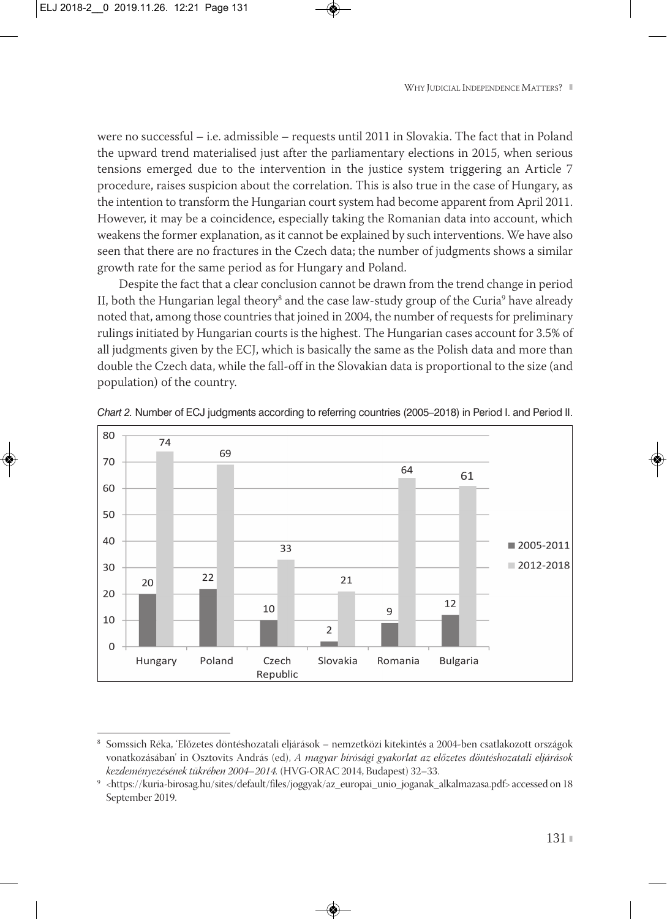were no successful – i.e. admissible – requests until 2011 in Slovakia. The fact that in Poland the upward trend materialised just after the parliamentary elections in 2015, when serious tensions emerged due to the intervention in the justice system triggering an Article 7 procedure, raises suspicion about the correlation. This is also true in the case of Hungary, as the intention to transform the Hungarian court system had become apparent from April 2011. However, it may be a coincidence, especially taking the Romanian data into account, which weakens the former explanation, as it cannot be explained by such interventions. We have also seen that there are no fractures in the Czech data; the number of judgments shows a similar growth rate for the same period as for Hungary and Poland.

Despite the fact that a clear conclusion cannot be drawn from the trend change in period II, both the Hungarian legal theory[8] and the case law-study group of the Curia[9] have already noted that, among those countries that joined in 2004, the number of requests for preliminary rulings initiated by Hungarian courts is the highest. The Hungarian cases account for 3.5% of all judgments given by the ECJ, which is basically the same as the Polish data and more than double the Czech data, while the fall-off in the Slovakian data is proportional to the size (and population) of the country.

*Chart 2.* Number of ECJ judgments according to referring countries (2005–2018) in Period I. and Period II.

80
70
60
50
40
30
20
10
0

74
20
Hungary

69
22
Poland

33
10
Czech Republic

21
2
Slovakia

64
9
Romania

61
12
Bulgaria

2005-2011
2012-2018

---

[8] Somssich Réka, 'Előzetes döntéshozatali eljárások – nemzetközi kitekintés a 2004-ben csatlakozott országok vonatkozásában' in Osztovits András (ed), *A magyar bírósági gyakorlat az előzetes döntéshozatali eljárások kezdeményezésének tükrében 2004–2014.* (HVG-ORAC 2014, Budapest) 32–33.

[9] <https://kuria-birosag.hu/sites/default/files/joggyak/az_europai_unio_joganak_alkalmazasa.pdf> accessed on 18 September 2019.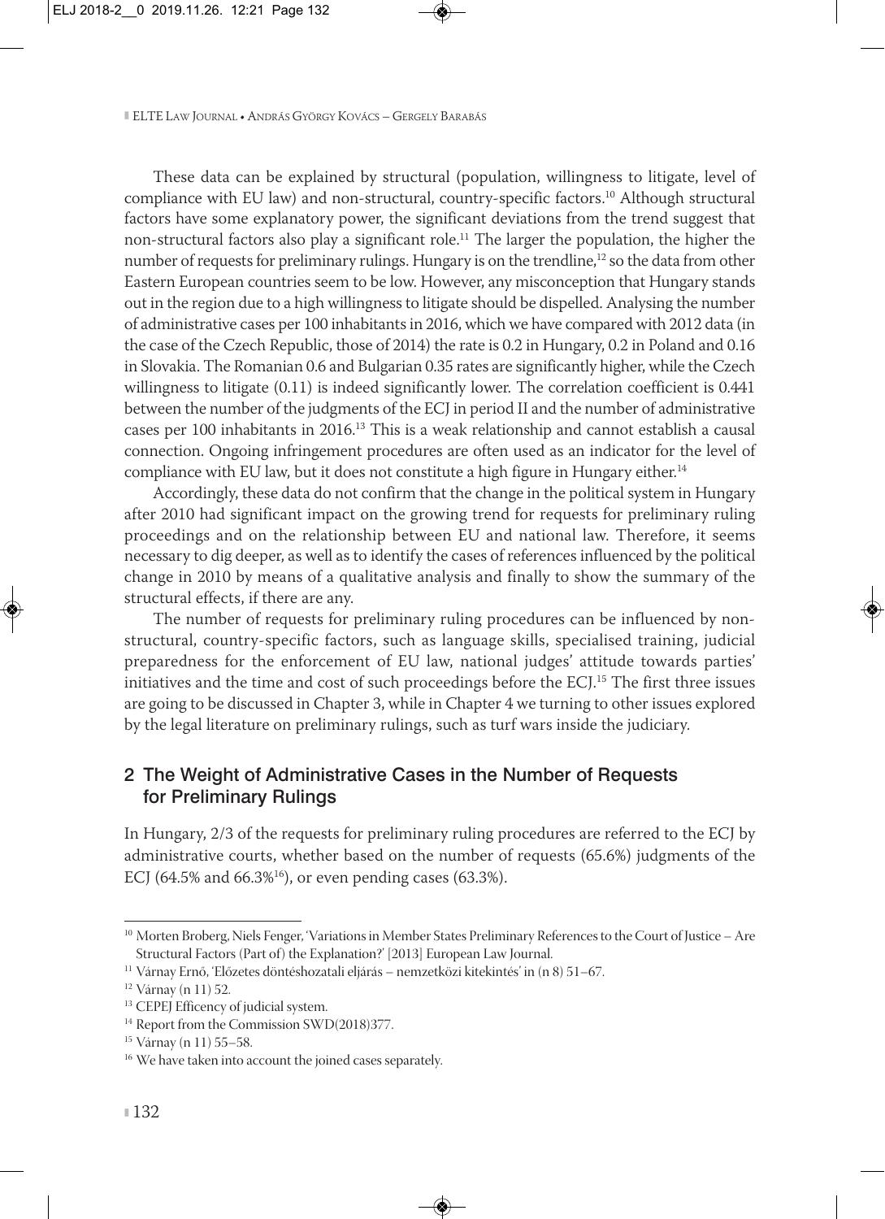These data can be explained by structural (population, willingness to litigate, level of compliance with EU law) and non-structural, country-specific factors.[10] Although structural factors have some explanatory power, the significant deviations from the trend suggest that non-structural factors also play a significant role.[11] The larger the population, the higher the number of requests for preliminary rulings. Hungary is on the trendline,[12] so the data from other Eastern European countries seem to be low. However, any misconception that Hungary stands out in the region due to a high willingness to litigate should be dispelled. Analysing the number of administrative cases per 100 inhabitants in 2016, which we have compared with 2012 data (in the case of the Czech Republic, those of 2014) the rate is 0.2 in Hungary, 0.2 in Poland and 0.16 in Slovakia. The Romanian 0.6 and Bulgarian 0.35 rates are significantly higher, while the Czech willingness to litigate (0.11) is indeed significantly lower. The correlation coefficient is 0.441 between the number of the judgments of the ECJ in period II and the number of administrative cases per 100 inhabitants in 2016.[13] This is a weak relationship and cannot establish a causal connection. Ongoing infringement procedures are often used as an indicator for the level of compliance with EU law, but it does not constitute a high figure in Hungary either.[14]

Accordingly, these data do not confirm that the change in the political system in Hungary after 2010 had significant impact on the growing trend for requests for preliminary ruling proceedings and on the relationship between EU and national law. Therefore, it seems necessary to dig deeper, as well as to identify the cases of references influenced by the political change in 2010 by means of a qualitative analysis and finally to show the summary of the structural effects, if there are any.

The number of requests for preliminary ruling procedures can be influenced by non-structural, country-specific factors, such as language skills, specialised training, judicial preparedness for the enforcement of EU law, national judges' attitude towards parties' initiatives and the time and cost of such proceedings before the ECJ.[15] The first three issues are going to be discussed in Chapter 3, while in Chapter 4 we turning to other issues explored by the legal literature on preliminary rulings, such as turf wars inside the judiciary.

## 2 The Weight of Administrative Cases in the Number of Requests for Preliminary Rulings

In Hungary, 2/3 of the requests for preliminary ruling procedures are referred to the ECJ by administrative courts, whether based on the number of requests (65.6%) judgments of the ECJ (64.5% and 66.3%[16]), or even pending cases (63.3%).

---

[10] Morten Broberg, Niels Fenger, 'Variations in Member States Preliminary References to the Court of Justice – Are Structural Factors (Part of) the Explanation?' [2013] European Law Journal.

[11] Várnay Ernő, 'Előzetes döntéshozatali eljárás – nemzetközi kitekintés' in (n 8) 51–67.

[12] Várnay (n 11) 52.

[13] CEPEJ Efficency of judicial system.

[14] Report from the Commission SWD(2018)377.

[15] Várnay (n 11) 55–58.

[16] We have taken into account the joined cases separately.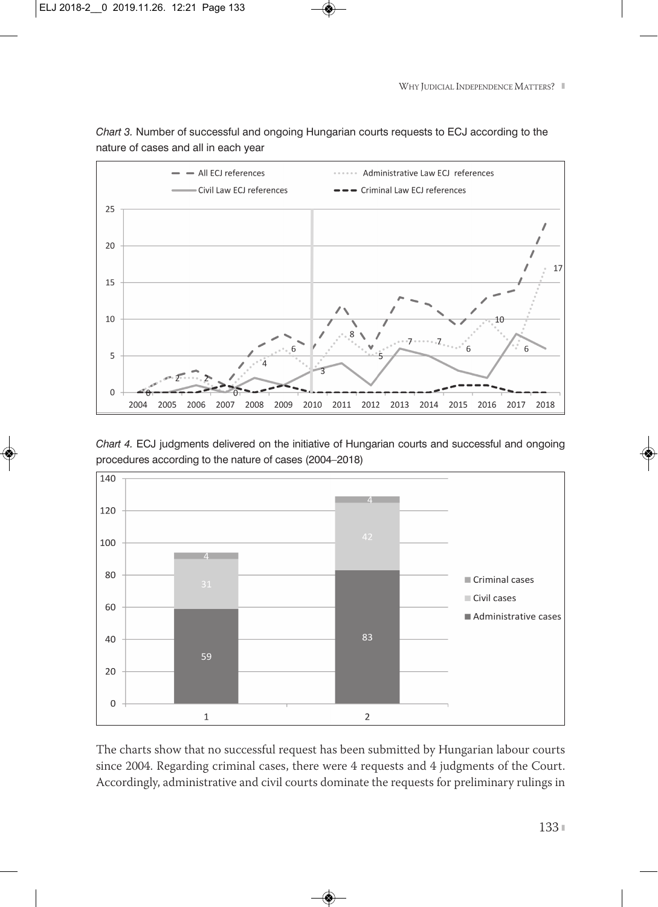*Chart 3.* Number of successful and ongoing Hungarian courts requests to ECJ according to the nature of cases and all in each year

All ECJ references
Administrative Law ECJ references
Civil Law ECJ references
Criminal Law ECJ references

25
20
15
10
5
0

2004 2005 2006 2007 2008 2009 2010 2011 2012 2013 2014 2015 2016 2017 2018

0 2 2 0 4 6 3 8 5 7 7 6 10 6 17

*Chart 4.* ECJ judgments delivered on the initiative of Hungarian courts and successful and ongoing procedures according to the nature of cases (2004–2018)

140
120
100
80
60
40
20
0

1: 59, 31, 4
2: 83, 42, 4

Criminal cases
Civil cases
Administrative cases

The charts show that no successful request has been submitted by Hungarian labour courts since 2004. Regarding criminal cases, there were 4 requests and 4 judgments of the Court. Accordingly, administrative and civil courts dominate the requests for preliminary rulings in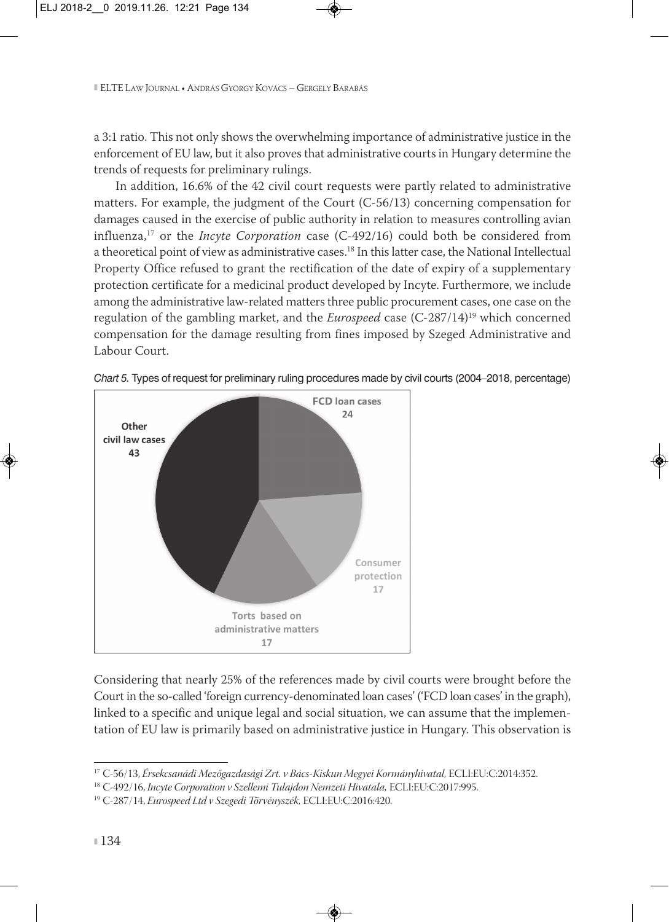a 3:1 ratio. This not only shows the overwhelming importance of administrative justice in the enforcement of EU law, but it also proves that administrative courts in Hungary determine the trends of requests for preliminary rulings.

In addition, 16.6% of the 42 civil court requests were partly related to administrative matters. For example, the judgment of the Court (C-56/13) concerning compensation for damages caused in the exercise of public authority in relation to measures controlling avian influenza,[17] or the *Incyte Corporation* case (C-492/16) could both be considered from a theoretical point of view as administrative cases.[18] In this latter case, the National Intellectual Property Office refused to grant the rectification of the date of expiry of a supplementary protection certificate for a medicinal product developed by Incyte. Furthermore, we include among the administrative law-related matters three public procurement cases, one case on the regulation of the gambling market, and the *Eurospeed* case (C-287/14)[19] which concerned compensation for the damage resulting from fines imposed by Szeged Administrative and Labour Court.

*Chart 5.* Types of request for preliminary ruling procedures made by civil courts (2004–2018, percentage)

FCD loan cases
24

Consumer protection
17

Torts based on administrative matters
17

Other civil law cases
43

Considering that nearly 25% of the references made by civil courts were brought before the Court in the so-called 'foreign currency-denominated loan cases' ('FCD loan cases' in the graph), linked to a specific and unique legal and social situation, we can assume that the implementation of EU law is primarily based on administrative justice in Hungary. This observation is

[17] C-56/13, *Érsekcsanádi Mezőgazdasági Zrt. v Bács-Kiskun Megyei Kormányhivatal,* ECLI:EU:C:2014:352.

[18] C-492/16, *Incyte Corporation v Szellemi Tulajdon Nemzeti Hivatala,* ECLI:EU:C:2017:995.

[19] C-287/14, *Eurospeed Ltd v Szegedi Törvényszék,* ECLI:EU:C:2016:420.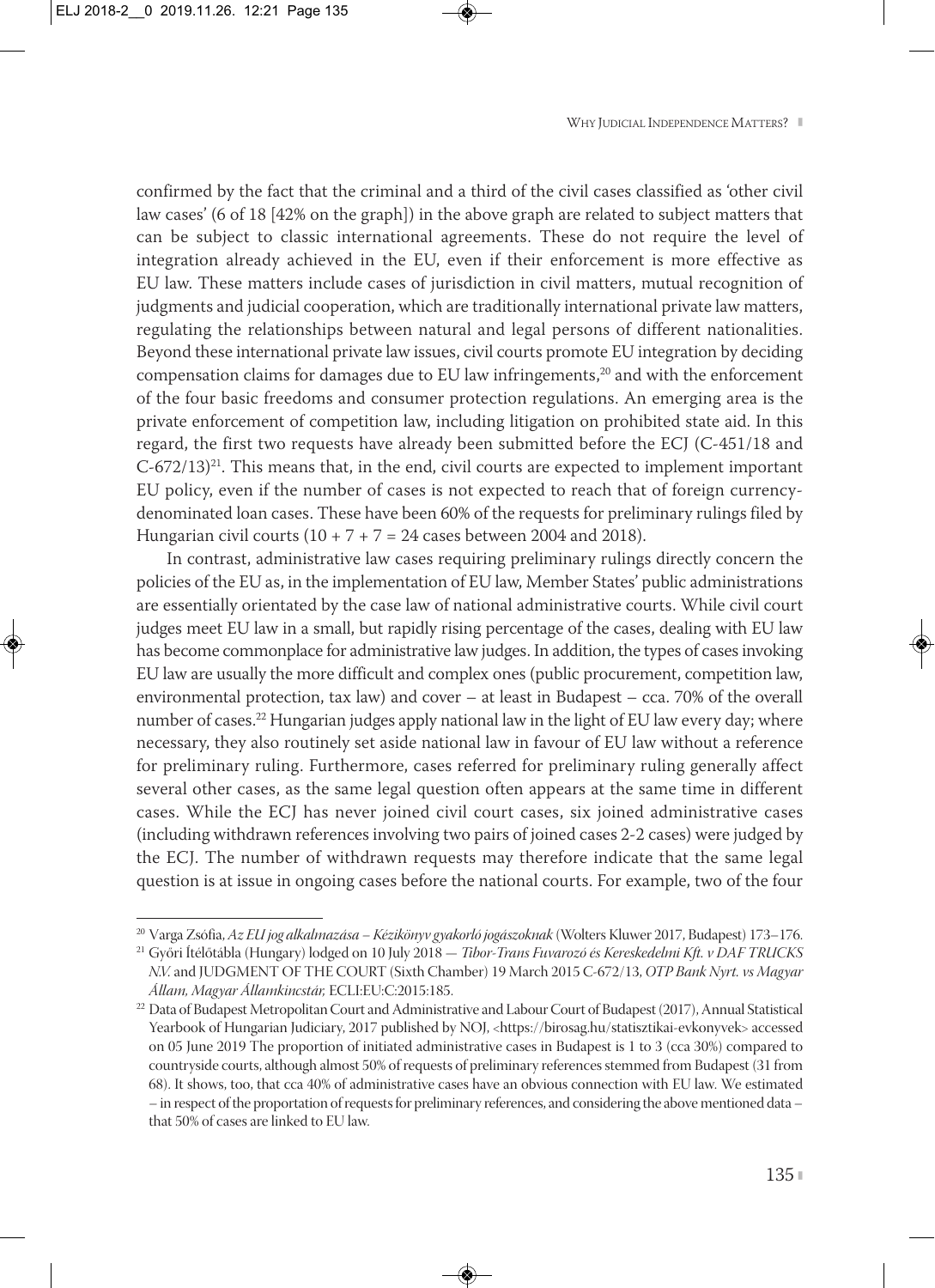confirmed by the fact that the criminal and a third of the civil cases classified as 'other civil law cases' (6 of 18 [42% on the graph]) in the above graph are related to subject matters that can be subject to classic international agreements. These do not require the level of integration already achieved in the EU, even if their enforcement is more effective as EU law. These matters include cases of jurisdiction in civil matters, mutual recognition of judgments and judicial cooperation, which are traditionally international private law matters, regulating the relationships between natural and legal persons of different nationalities. Beyond these international private law issues, civil courts promote EU integration by deciding compensation claims for damages due to EU law infringements,[20] and with the enforcement of the four basic freedoms and consumer protection regulations. An emerging area is the private enforcement of competition law, including litigation on prohibited state aid. In this regard, the first two requests have already been submitted before the ECJ (C-451/18 and C-672/13)[21]. This means that, in the end, civil courts are expected to implement important EU policy, even if the number of cases is not expected to reach that of foreign currency-denominated loan cases. These have been 60% of the requests for preliminary rulings filed by Hungarian civil courts (10 + 7 + 7 = 24 cases between 2004 and 2018).

In contrast, administrative law cases requiring preliminary rulings directly concern the policies of the EU as, in the implementation of EU law, Member States' public administrations are essentially orientated by the case law of national administrative courts. While civil court judges meet EU law in a small, but rapidly rising percentage of the cases, dealing with EU law has become commonplace for administrative law judges. In addition, the types of cases invoking EU law are usually the more difficult and complex ones (public procurement, competition law, environmental protection, tax law) and cover – at least in Budapest – cca. 70% of the overall number of cases.[22] Hungarian judges apply national law in the light of EU law every day; where necessary, they also routinely set aside national law in favour of EU law without a reference for preliminary ruling. Furthermore, cases referred for preliminary ruling generally affect several other cases, as the same legal question often appears at the same time in different cases. While the ECJ has never joined civil court cases, six joined administrative cases (including withdrawn references involving two pairs of joined cases 2-2 cases) were judged by the ECJ. The number of withdrawn requests may therefore indicate that the same legal question is at issue in ongoing cases before the national courts. For example, two of the four

---

[20] Varga Zsófia, *Az EU jog alkalmazása – Kézikönyv gyakorló jogászoknak* (Wolters Kluwer 2017, Budapest) 173–176.

[21] Győri Ítélőtábla (Hungary) lodged on 10 July 2018 — *Tibor-Trans Fuvarozó és Kereskedelmi Kft. v DAF TRUCKS N.V.* and JUDGMENT OF THE COURT (Sixth Chamber) 19 March 2015 C-672/13, *OTP Bank Nyrt. vs Magyar Állam, Magyar Államkincstár,* ECLI:EU:C:2015:185.

[22] Data of Budapest Metropolitan Court and Administrative and Labour Court of Budapest (2017), Annual Statistical Yearbook of Hungarian Judiciary, 2017 published by NOJ, <https://birosag.hu/statisztikai-evkonyvek> accessed on 05 June 2019 The proportion of initiated administrative cases in Budapest is 1 to 3 (cca 30%) compared to countryside courts, although almost 50% of requests of preliminary references stemmed from Budapest (31 from 68). It shows, too, that cca 40% of administrative cases have an obvious connection with EU law. We estimated – in respect of the proportation of requests for preliminary references, and considering the above mentioned data – that 50% of cases are linked to EU law.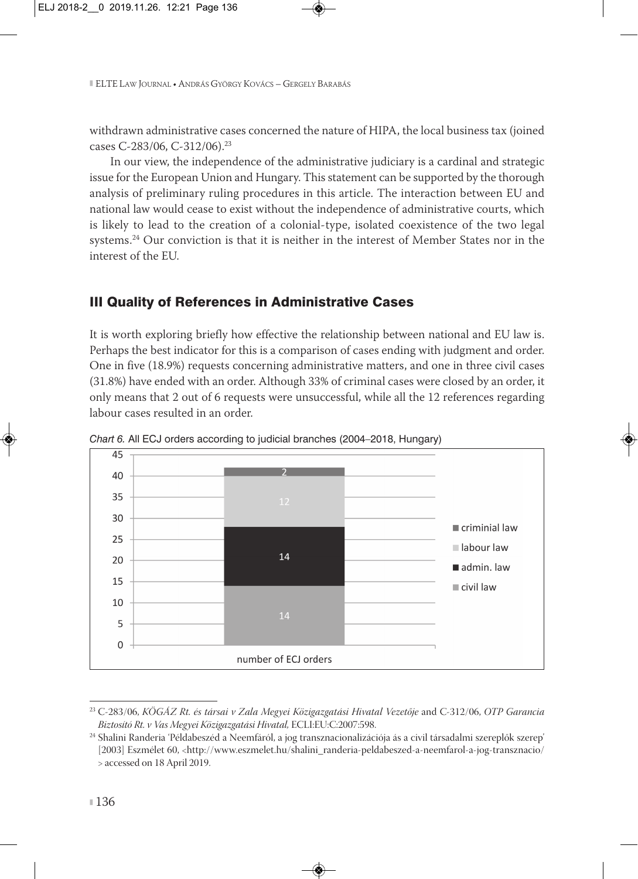withdrawn administrative cases concerned the nature of HIPA, the local business tax (joined cases C-283/06, C-312/06).[23]

In our view, the independence of the administrative judiciary is a cardinal and strategic issue for the European Union and Hungary. This statement can be supported by the thorough analysis of preliminary ruling procedures in this article. The interaction between EU and national law would cease to exist without the independence of administrative courts, which is likely to lead to the creation of a colonial-type, isolated coexistence of the two legal systems.[24] Our conviction is that it is neither in the interest of Member States nor in the interest of the EU.

## III Quality of References in Administrative Cases

It is worth exploring briefly how effective the relationship between national and EU law is. Perhaps the best indicator for this is a comparison of cases ending with judgment and order. One in five (18.9%) requests concerning administrative matters, and one in three civil cases (31.8%) have ended with an order. Although 33% of criminal cases were closed by an order, it only means that 2 out of 6 requests were unsuccessful, while all the 12 references regarding labour cases resulted in an order.

*Chart 6.* All ECJ orders according to judicial branches (2004–2018, Hungary)

| number of ECJ orders | |
|---|---|
| civil law | 14 |
| admin. law | 14 |
| labour law | 12 |
| criminial law | 2 |

---

[23] C-283/06, *KÖGÁZ Rt. és társai v Zala Megyei Közigazgatási Hivatal Vezetője* and C-312/06, *OTP Garancia Biztosító Rt. v Vas Megyei Közigazgatási Hivatal,* ECLI:EU:C:2007:598.

[24] Shalini Randeria 'Példabeszéd a Neemfáról, a jog transznacionalizációja ás a civil társadalmi szereplők szerep' [2003] Eszmélet 60, <http://www.eszmelet.hu/shalini_randeria-peldabeszed-a-neemfarol-a-jog-transznacio/> accessed on 18 April 2019.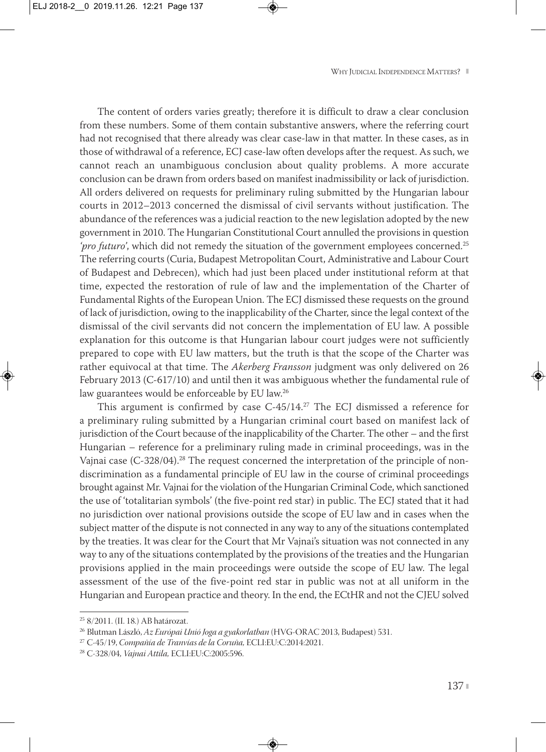The content of orders varies greatly; therefore it is difficult to draw a clear conclusion from these numbers. Some of them contain substantive answers, where the referring court had not recognised that there already was clear case-law in that matter. In these cases, as in those of withdrawal of a reference, ECJ case-law often develops after the request. As such, we cannot reach an unambiguous conclusion about quality problems. A more accurate conclusion can be drawn from orders based on manifest inadmissibility or lack of jurisdiction. All orders delivered on requests for preliminary ruling submitted by the Hungarian labour courts in 2012–2013 concerned the dismissal of civil servants without justification. The abundance of the references was a judicial reaction to the new legislation adopted by the new government in 2010. The Hungarian Constitutional Court annulled the provisions in question *'pro futuro'*, which did not remedy the situation of the government employees concerned.[25] The referring courts (Curia, Budapest Metropolitan Court, Administrative and Labour Court of Budapest and Debrecen), which had just been placed under institutional reform at that time, expected the restoration of rule of law and the implementation of the Charter of Fundamental Rights of the European Union. The ECJ dismissed these requests on the ground of lack of jurisdiction, owing to the inapplicability of the Charter, since the legal context of the dismissal of the civil servants did not concern the implementation of EU law. A possible explanation for this outcome is that Hungarian labour court judges were not sufficiently prepared to cope with EU law matters, but the truth is that the scope of the Charter was rather equivocal at that time. The *Akerberg Fransson* judgment was only delivered on 26 February 2013 (C-617/10) and until then it was ambiguous whether the fundamental rule of law guarantees would be enforceable by EU law.[26]

This argument is confirmed by case C-45/14.[27] The ECJ dismissed a reference for a preliminary ruling submitted by a Hungarian criminal court based on manifest lack of jurisdiction of the Court because of the inapplicability of the Charter. The other – and the first Hungarian – reference for a preliminary ruling made in criminal proceedings, was in the Vajnai case (C-328/04).[28] The request concerned the interpretation of the principle of non-discrimination as a fundamental principle of EU law in the course of criminal proceedings brought against Mr. Vajnai for the violation of the Hungarian Criminal Code, which sanctioned the use of 'totalitarian symbols' (the five-point red star) in public. The ECJ stated that it had no jurisdiction over national provisions outside the scope of EU law and in cases when the subject matter of the dispute is not connected in any way to any of the situations contemplated by the treaties. It was clear for the Court that Mr Vajnai's situation was not connected in any way to any of the situations contemplated by the provisions of the treaties and the Hungarian provisions applied in the main proceedings were outside the scope of EU law. The legal assessment of the use of the five-point red star in public was not at all uniform in the Hungarian and European practice and theory. In the end, the ECtHR and not the CJEU solved

---

[25] 8/2011. (II. 18.) AB határozat.

[26] Blutman László, *Az Európai Unió Joga a gyakorlatban* (HVG-ORAC 2013, Budapest) 531.

[27] C-45/19, *Compañía de Tranvías de la Coruña,* ECLI:EU:C:2014:2021.

[28] C-328/04, *Vajnai Attila,* ECLI:EU:C:2005:596.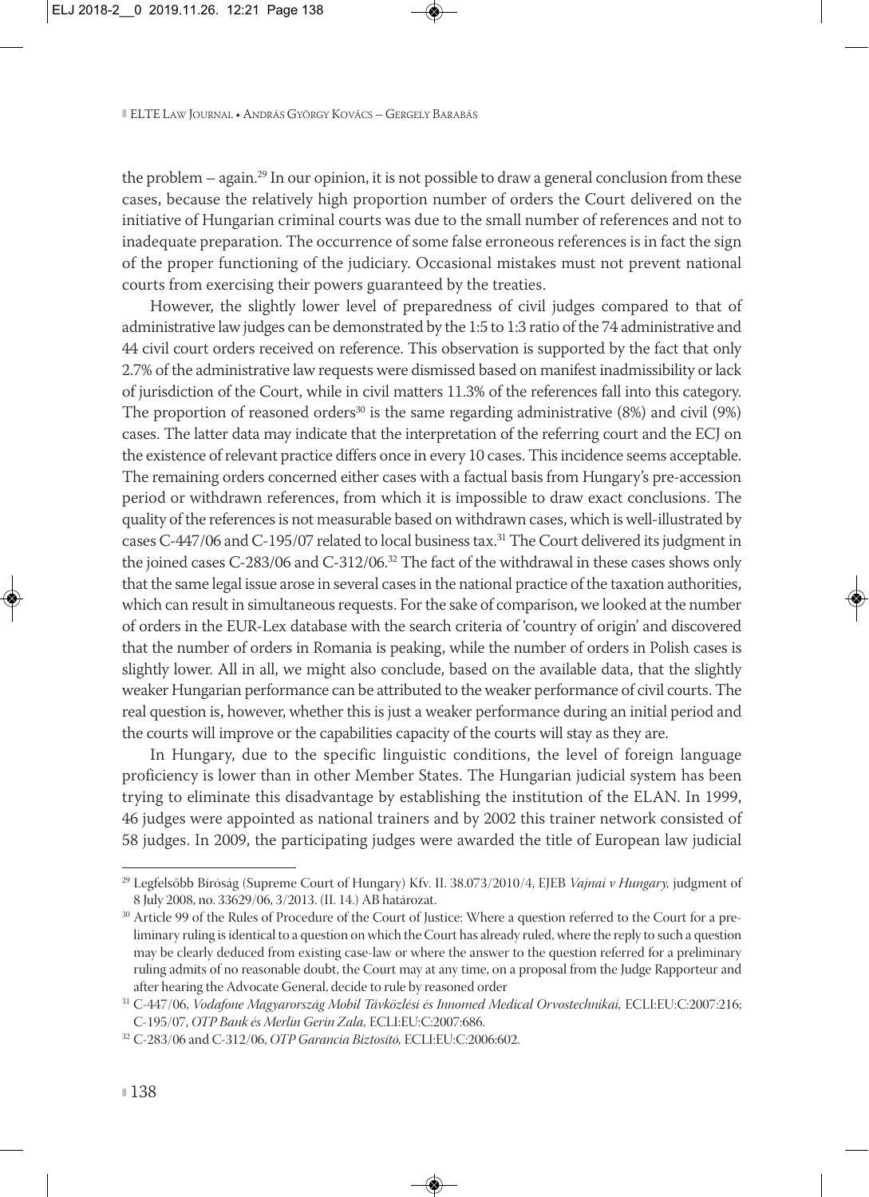the problem – again.[29] In our opinion, it is not possible to draw a general conclusion from these cases, because the relatively high proportion number of orders the Court delivered on the initiative of Hungarian criminal courts was due to the small number of references and not to inadequate preparation. The occurrence of some false erroneous references is in fact the sign of the proper functioning of the judiciary. Occasional mistakes must not prevent national courts from exercising their powers guaranteed by the treaties.

However, the slightly lower level of preparedness of civil judges compared to that of administrative law judges can be demonstrated by the 1:5 to 1:3 ratio of the 74 administrative and 44 civil court orders received on reference. This observation is supported by the fact that only 2.7% of the administrative law requests were dismissed based on manifest inadmissibility or lack of jurisdiction of the Court, while in civil matters 11.3% of the references fall into this category. The proportion of reasoned orders[30] is the same regarding administrative (8%) and civil (9%) cases. The latter data may indicate that the interpretation of the referring court and the ECJ on the existence of relevant practice differs once in every 10 cases. This incidence seems acceptable. The remaining orders concerned either cases with a factual basis from Hungary's pre-accession period or withdrawn references, from which it is impossible to draw exact conclusions. The quality of the references is not measurable based on withdrawn cases, which is well-illustrated by cases C-447/06 and C-195/07 related to local business tax.[31] The Court delivered its judgment in the joined cases C-283/06 and C-312/06.[32] The fact of the withdrawal in these cases shows only that the same legal issue arose in several cases in the national practice of the taxation authorities, which can result in simultaneous requests. For the sake of comparison, we looked at the number of orders in the EUR-Lex database with the search criteria of 'country of origin' and discovered that the number of orders in Romania is peaking, while the number of orders in Polish cases is slightly lower. All in all, we might also conclude, based on the available data, that the slightly weaker Hungarian performance can be attributed to the weaker performance of civil courts. The real question is, however, whether this is just a weaker performance during an initial period and the courts will improve or the capabilities capacity of the courts will stay as they are.

In Hungary, due to the specific linguistic conditions, the level of foreign language proficiency is lower than in other Member States. The Hungarian judicial system has been trying to eliminate this disadvantage by establishing the institution of the ELAN. In 1999, 46 judges were appointed as national trainers and by 2002 this trainer network consisted of 58 judges. In 2009, the participating judges were awarded the title of European law judicial

---

[29] Legfelsőbb Bíróság (Supreme Court of Hungary) Kfv. II. 38.073/2010/4, EJEB *Vajnai v Hungary,* judgment of 8 July 2008, no. 33629/06, 3/2013. (II. 14.) AB határozat.

[30] Article 99 of the Rules of Procedure of the Court of Justice: Where a question referred to the Court for a preliminary ruling is identical to a question on which the Court has already ruled, where the reply to such a question may be clearly deduced from existing case-law or where the answer to the question referred for a preliminary ruling admits of no reasonable doubt, the Court may at any time, on a proposal from the Judge Rapporteur and after hearing the Advocate General, decide to rule by reasoned order

[31] C-447/06, *Vodafone Magyarország Mobil Távközlési és Innomed Medical Orvostechnikai,* ECLI:EU:C:2007:216; C-195/07, *OTP Bank és Merlin Gerin Zala,* ECLI:EU:C:2007:686.

[32] C-283/06 and C-312/06, *OTP Garancia Biztosító,* ECLI:EU:C:2006:602.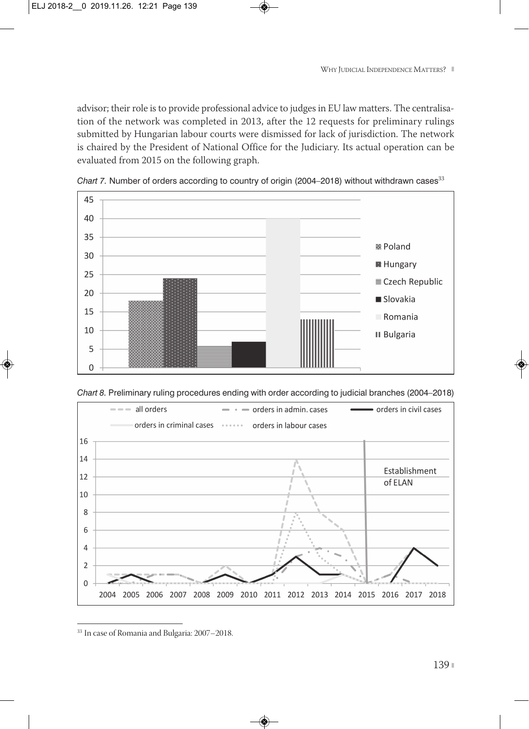advisor; their role is to provide professional advice to judges in EU law matters. The centralisation of the network was completed in 2013, after the 12 requests for preliminary rulings submitted by Hungarian labour courts were dismissed for lack of jurisdiction. The network is chaired by the President of National Office for the Judiciary. Its actual operation can be evaluated from 2015 on the following graph.

*Chart 7.* Number of orders according to country of origin (2004–2018) without withdrawn cases[33]

| Country | Number of orders |
|---|---|
| Poland | 18 |
| Hungary | 24 |
| Czech Republic | 6 |
| Slovakia | 7 |
| Romania | 40 |
| Bulgaria | 13 |

*Chart 8.* Preliminary ruling procedures ending with order according to judicial branches (2004–2018)

Legend: all orders; orders in admin. cases; orders in civil cases; orders in criminal cases; orders in labour cases

Annotation: Establishment of ELAN (2015)

[33] In case of Romania and Bulgaria: 2007–2018.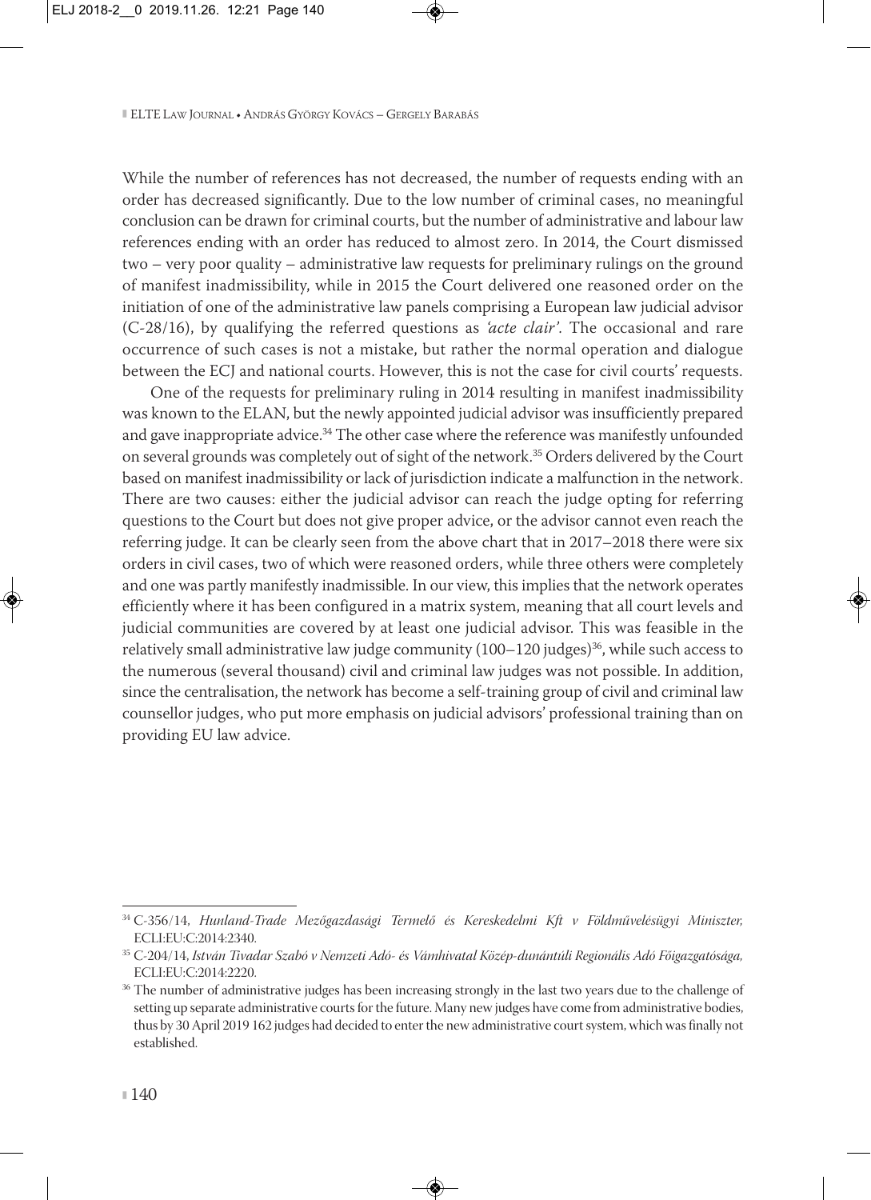While the number of references has not decreased, the number of requests ending with an order has decreased significantly. Due to the low number of criminal cases, no meaningful conclusion can be drawn for criminal courts, but the number of administrative and labour law references ending with an order has reduced to almost zero. In 2014, the Court dismissed two – very poor quality – administrative law requests for preliminary rulings on the ground of manifest inadmissibility, while in 2015 the Court delivered one reasoned order on the initiation of one of the administrative law panels comprising a European law judicial advisor (C-28/16), by qualifying the referred questions as *'acte clair'*. The occasional and rare occurrence of such cases is not a mistake, but rather the normal operation and dialogue between the ECJ and national courts. However, this is not the case for civil courts' requests.

One of the requests for preliminary ruling in 2014 resulting in manifest inadmissibility was known to the ELAN, but the newly appointed judicial advisor was insufficiently prepared and gave inappropriate advice.[34] The other case where the reference was manifestly unfounded on several grounds was completely out of sight of the network.[35] Orders delivered by the Court based on manifest inadmissibility or lack of jurisdiction indicate a malfunction in the network. There are two causes: either the judicial advisor can reach the judge opting for referring questions to the Court but does not give proper advice, or the advisor cannot even reach the referring judge. It can be clearly seen from the above chart that in 2017–2018 there were six orders in civil cases, two of which were reasoned orders, while three others were completely and one was partly manifestly inadmissible. In our view, this implies that the network operates efficiently where it has been configured in a matrix system, meaning that all court levels and judicial communities are covered by at least one judicial advisor. This was feasible in the relatively small administrative law judge community (100–120 judges)[36], while such access to the numerous (several thousand) civil and criminal law judges was not possible. In addition, since the centralisation, the network has become a self-training group of civil and criminal law counsellor judges, who put more emphasis on judicial advisors' professional training than on providing EU law advice.

---

[34] C-356/14, *Hunland-Trade Mezőgazdasági Termelő és Kereskedelmi Kft v Földművelésügyi Miniszter,* ECLI:EU:C:2014:2340.

[35] C-204/14, *István Tivadar Szabó v Nemzeti Adó- és Vámhivatal Közép-dunántúli Regionális Adó Főigazgatósága,* ECLI:EU:C:2014:2220.

[36] The number of administrative judges has been increasing strongly in the last two years due to the challenge of setting up separate administrative courts for the future. Many new judges have come from administrative bodies, thus by 30 April 2019 162 judges had decided to enter the new administrative court system, which was finally not established.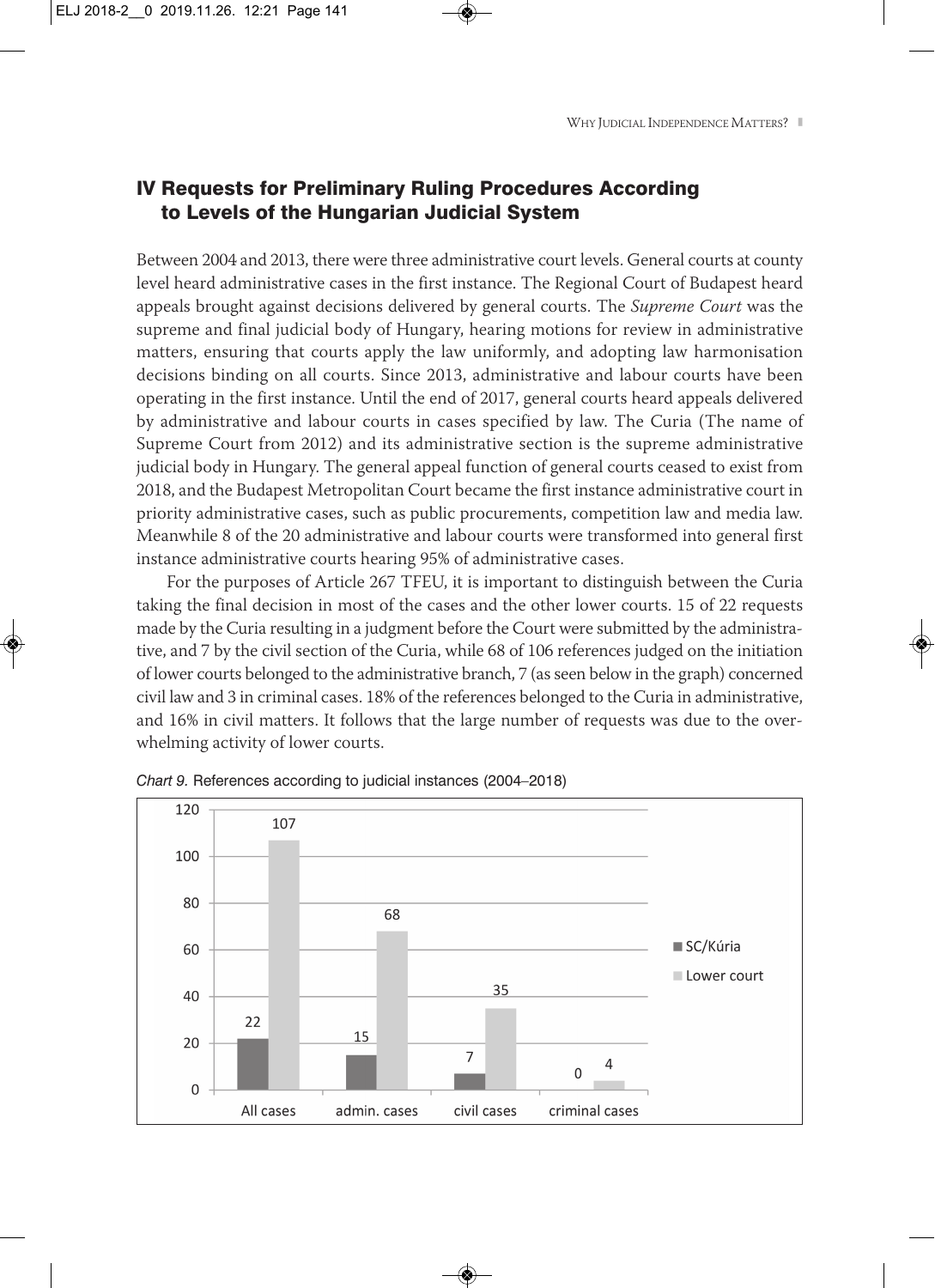## IV Requests for Preliminary Ruling Procedures According to Levels of the Hungarian Judicial System

Between 2004 and 2013, there were three administrative court levels. General courts at county level heard administrative cases in the first instance. The Regional Court of Budapest heard appeals brought against decisions delivered by general courts. The *Supreme Court* was the supreme and final judicial body of Hungary, hearing motions for review in administrative matters, ensuring that courts apply the law uniformly, and adopting law harmonisation decisions binding on all courts. Since 2013, administrative and labour courts have been operating in the first instance. Until the end of 2017, general courts heard appeals delivered by administrative and labour courts in cases specified by law. The Curia (The name of Supreme Court from 2012) and its administrative section is the supreme administrative judicial body in Hungary. The general appeal function of general courts ceased to exist from 2018, and the Budapest Metropolitan Court became the first instance administrative court in priority administrative cases, such as public procurements, competition law and media law. Meanwhile 8 of the 20 administrative and labour courts were transformed into general first instance administrative courts hearing 95% of administrative cases.

For the purposes of Article 267 TFEU, it is important to distinguish between the Curia taking the final decision in most of the cases and the other lower courts. 15 of 22 requests made by the Curia resulting in a judgment before the Court were submitted by the administrative, and 7 by the civil section of the Curia, while 68 of 106 references judged on the initiation of lower courts belonged to the administrative branch, 7 (as seen below in the graph) concerned civil law and 3 in criminal cases. 18% of the references belonged to the Curia in administrative, and 16% in civil matters. It follows that the large number of requests was due to the overwhelming activity of lower courts.

*Chart 9.* References according to judicial instances (2004–2018)

| | SC/Kúria | Lower court |
|---|---|---|
| All cases | 22 | 107 |
| admin. cases | 15 | 68 |
| civil cases | 7 | 35 |
| criminal cases | 0 | 4 |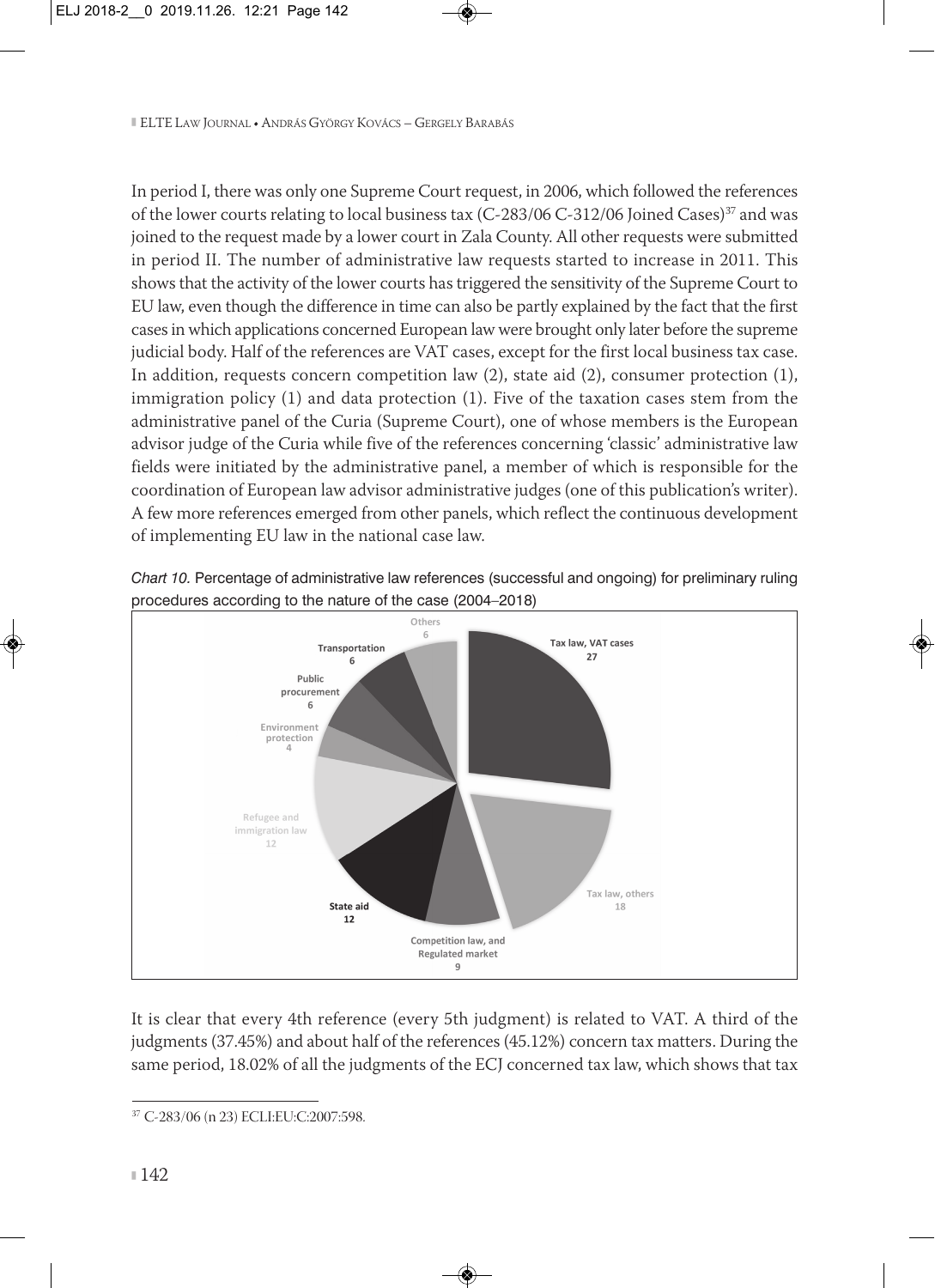In period I, there was only one Supreme Court request, in 2006, which followed the references of the lower courts relating to local business tax (C-283/06 C-312/06 Joined Cases)[37] and was joined to the request made by a lower court in Zala County. All other requests were submitted in period II. The number of administrative law requests started to increase in 2011. This shows that the activity of the lower courts has triggered the sensitivity of the Supreme Court to EU law, even though the difference in time can also be partly explained by the fact that the first cases in which applications concerned European law were brought only later before the supreme judicial body. Half of the references are VAT cases, except for the first local business tax case. In addition, requests concern competition law (2), state aid (2), consumer protection (1), immigration policy (1) and data protection (1). Five of the taxation cases stem from the administrative panel of the Curia (Supreme Court), one of whose members is the European advisor judge of the Curia while five of the references concerning 'classic' administrative law fields were initiated by the administrative panel, a member of which is responsible for the coordination of European law advisor administrative judges (one of this publication's writer). A few more references emerged from other panels, which reflect the continuous development of implementing EU law in the national case law.

*Chart 10.* Percentage of administrative law references (successful and ongoing) for preliminary ruling procedures according to the nature of the case (2004–2018)

| Category | Value |
|---|---|
| Tax law, VAT cases | 27 |
| Tax law, others | 18 |
| Competition law, and Regulated market | 9 |
| State aid | 12 |
| Refugee and immigration law | 12 |
| Environment protection | 4 |
| Public procurement | 6 |
| Transportation | 6 |
| Others | 6 |

It is clear that every 4th reference (every 5th judgment) is related to VAT. A third of the judgments (37.45%) and about half of the references (45.12%) concern tax matters. During the same period, 18.02% of all the judgments of the ECJ concerned tax law, which shows that tax

[37] C-283/06 (n 23) ECLI:EU:C:2007:598.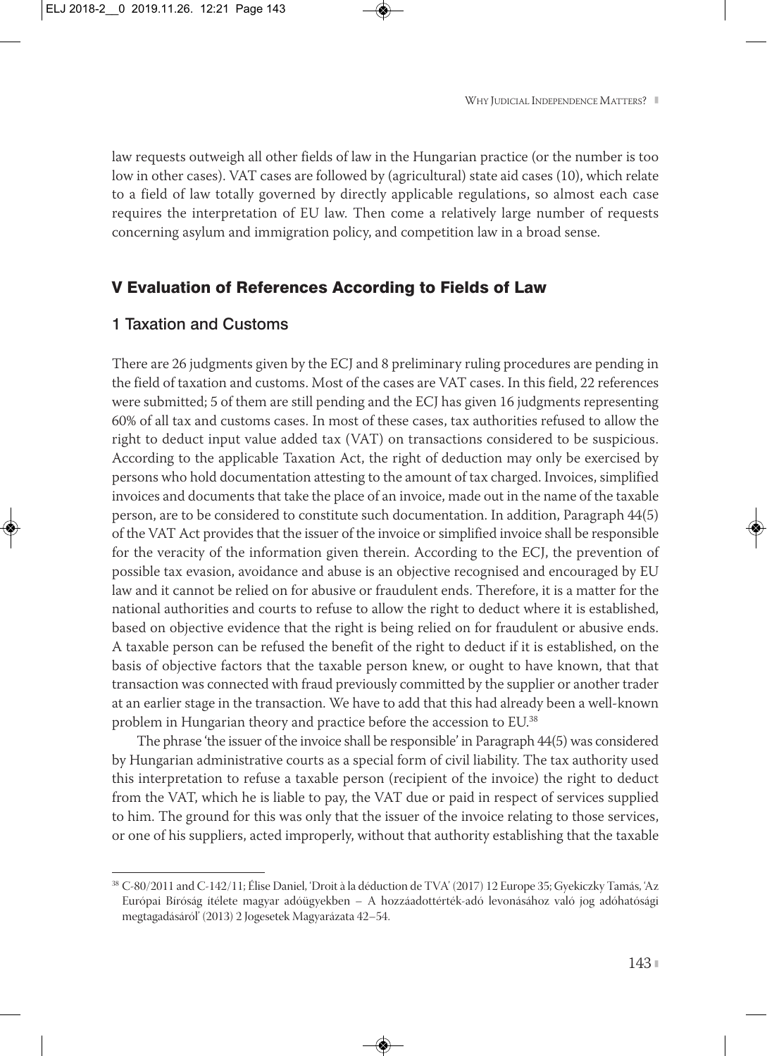law requests outweigh all other fields of law in the Hungarian practice (or the number is too low in other cases). VAT cases are followed by (agricultural) state aid cases (10), which relate to a field of law totally governed by directly applicable regulations, so almost each case requires the interpretation of EU law. Then come a relatively large number of requests concerning asylum and immigration policy, and competition law in a broad sense.

## V Evaluation of References According to Fields of Law

### 1 Taxation and Customs

There are 26 judgments given by the ECJ and 8 preliminary ruling procedures are pending in the field of taxation and customs. Most of the cases are VAT cases. In this field, 22 references were submitted; 5 of them are still pending and the ECJ has given 16 judgments representing 60% of all tax and customs cases. In most of these cases, tax authorities refused to allow the right to deduct input value added tax (VAT) on transactions considered to be suspicious. According to the applicable Taxation Act, the right of deduction may only be exercised by persons who hold documentation attesting to the amount of tax charged. Invoices, simplified invoices and documents that take the place of an invoice, made out in the name of the taxable person, are to be considered to constitute such documentation. In addition, Paragraph 44(5) of the VAT Act provides that the issuer of the invoice or simplified invoice shall be responsible for the veracity of the information given therein. According to the ECJ, the prevention of possible tax evasion, avoidance and abuse is an objective recognised and encouraged by EU law and it cannot be relied on for abusive or fraudulent ends. Therefore, it is a matter for the national authorities and courts to refuse to allow the right to deduct where it is established, based on objective evidence that the right is being relied on for fraudulent or abusive ends. A taxable person can be refused the benefit of the right to deduct if it is established, on the basis of objective factors that the taxable person knew, or ought to have known, that that transaction was connected with fraud previously committed by the supplier or another trader at an earlier stage in the transaction. We have to add that this had already been a well-known problem in Hungarian theory and practice before the accession to EU.[38]

The phrase 'the issuer of the invoice shall be responsible' in Paragraph 44(5) was considered by Hungarian administrative courts as a special form of civil liability. The tax authority used this interpretation to refuse a taxable person (recipient of the invoice) the right to deduct from the VAT, which he is liable to pay, the VAT due or paid in respect of services supplied to him. The ground for this was only that the issuer of the invoice relating to those services, or one of his suppliers, acted improperly, without that authority establishing that the taxable

---

[38] C-80/2011 and C-142/11; Élise Daniel, 'Droit à la déduction de TVA' (2017) 12 Europe 35; Gyekiczky Tamás, 'Az Európai Bíróság ítélete magyar adóügyekben – A hozzáadottérték-adó levonásához való jog adóhatósági megtagadásáról' (2013) 2 Jogesetek Magyarázata 42–54.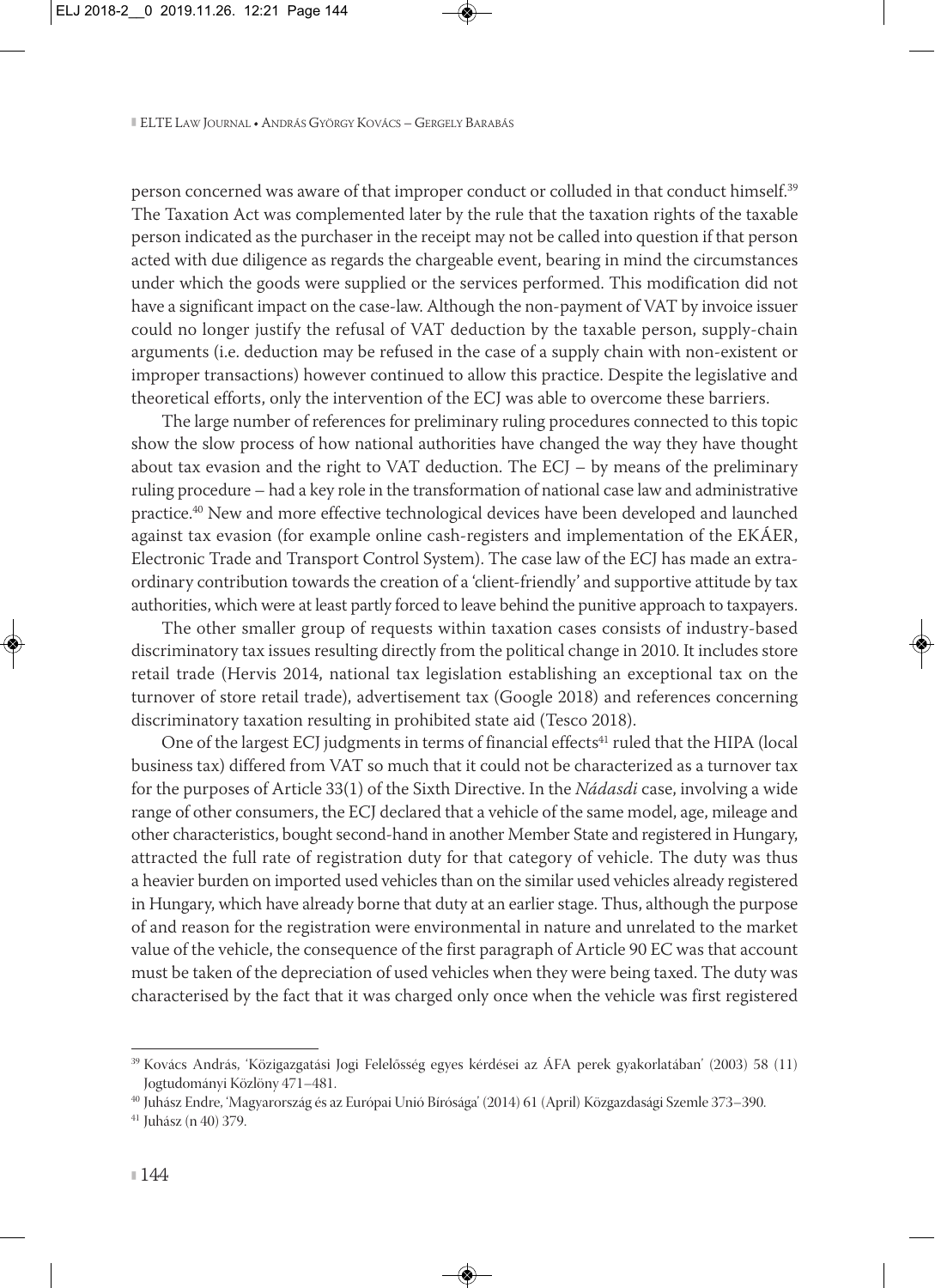person concerned was aware of that improper conduct or colluded in that conduct himself.[39] The Taxation Act was complemented later by the rule that the taxation rights of the taxable person indicated as the purchaser in the receipt may not be called into question if that person acted with due diligence as regards the chargeable event, bearing in mind the circumstances under which the goods were supplied or the services performed. This modification did not have a significant impact on the case-law. Although the non-payment of VAT by invoice issuer could no longer justify the refusal of VAT deduction by the taxable person, supply-chain arguments (i.e. deduction may be refused in the case of a supply chain with non-existent or improper transactions) however continued to allow this practice. Despite the legislative and theoretical efforts, only the intervention of the ECJ was able to overcome these barriers.

The large number of references for preliminary ruling procedures connected to this topic show the slow process of how national authorities have changed the way they have thought about tax evasion and the right to VAT deduction. The ECJ – by means of the preliminary ruling procedure – had a key role in the transformation of national case law and administrative practice.[40] New and more effective technological devices have been developed and launched against tax evasion (for example online cash-registers and implementation of the EKÁER, Electronic Trade and Transport Control System). The case law of the ECJ has made an extraordinary contribution towards the creation of a 'client-friendly' and supportive attitude by tax authorities, which were at least partly forced to leave behind the punitive approach to taxpayers.

The other smaller group of requests within taxation cases consists of industry-based discriminatory tax issues resulting directly from the political change in 2010. It includes store retail trade (Hervis 2014, national tax legislation establishing an exceptional tax on the turnover of store retail trade), advertisement tax (Google 2018) and references concerning discriminatory taxation resulting in prohibited state aid (Tesco 2018).

One of the largest ECJ judgments in terms of financial effects[41] ruled that the HIPA (local business tax) differed from VAT so much that it could not be characterized as a turnover tax for the purposes of Article 33(1) of the Sixth Directive. In the *Nádasdi* case, involving a wide range of other consumers, the ECJ declared that a vehicle of the same model, age, mileage and other characteristics, bought second-hand in another Member State and registered in Hungary, attracted the full rate of registration duty for that category of vehicle. The duty was thus a heavier burden on imported used vehicles than on the similar used vehicles already registered in Hungary, which have already borne that duty at an earlier stage. Thus, although the purpose of and reason for the registration were environmental in nature and unrelated to the market value of the vehicle, the consequence of the first paragraph of Article 90 EC was that account must be taken of the depreciation of used vehicles when they were being taxed. The duty was characterised by the fact that it was charged only once when the vehicle was first registered

---

[39] Kovács András, 'Közigazgatási Jogi Felelősség egyes kérdései az ÁFA perek gyakorlatában' (2003) 58 (11) Jogtudományi Közlöny 471–481.

[40] Juhász Endre, 'Magyarország és az Európai Unió Bírósága' (2014) 61 (April) Közgazdasági Szemle 373–390.

[41] Juhász (n 40) 379.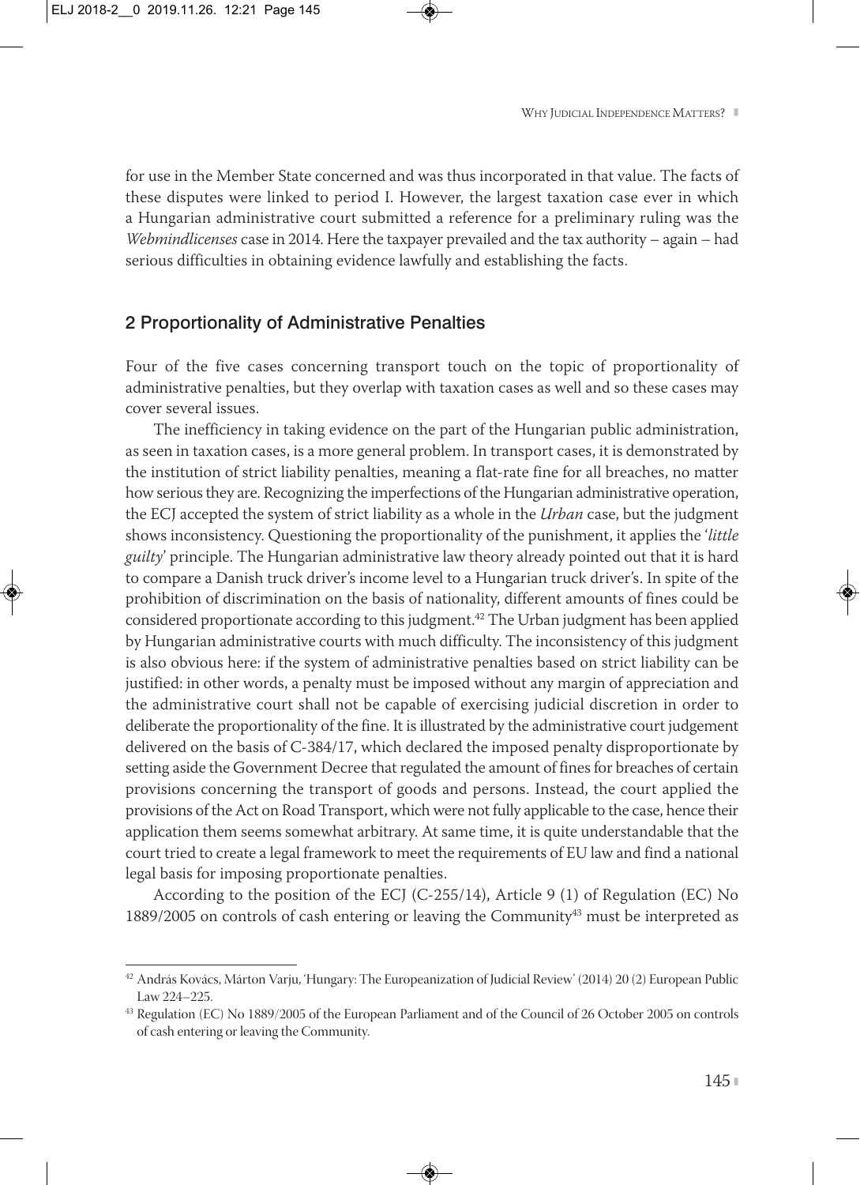for use in the Member State concerned and was thus incorporated in that value. The facts of these disputes were linked to period I. However, the largest taxation case ever in which a Hungarian administrative court submitted a reference for a preliminary ruling was the *Webmindlicenses* case in 2014. Here the taxpayer prevailed and the tax authority – again – had serious difficulties in obtaining evidence lawfully and establishing the facts.

## 2 Proportionality of Administrative Penalties

Four of the five cases concerning transport touch on the topic of proportionality of administrative penalties, but they overlap with taxation cases as well and so these cases may cover several issues.

The inefficiency in taking evidence on the part of the Hungarian public administration, as seen in taxation cases, is a more general problem. In transport cases, it is demonstrated by the institution of strict liability penalties, meaning a flat-rate fine for all breaches, no matter how serious they are. Recognizing the imperfections of the Hungarian administrative operation, the ECJ accepted the system of strict liability as a whole in the *Urban* case, but the judgment shows inconsistency. Questioning the proportionality of the punishment, it applies the '*little guilty*' principle. The Hungarian administrative law theory already pointed out that it is hard to compare a Danish truck driver's income level to a Hungarian truck driver's. In spite of the prohibition of discrimination on the basis of nationality, different amounts of fines could be considered proportionate according to this judgment.[42] The Urban judgment has been applied by Hungarian administrative courts with much difficulty. The inconsistency of this judgment is also obvious here: if the system of administrative penalties based on strict liability can be justified: in other words, a penalty must be imposed without any margin of appreciation and the administrative court shall not be capable of exercising judicial discretion in order to deliberate the proportionality of the fine. It is illustrated by the administrative court judgement delivered on the basis of C-384/17, which declared the imposed penalty disproportionate by setting aside the Government Decree that regulated the amount of fines for breaches of certain provisions concerning the transport of goods and persons. Instead, the court applied the provisions of the Act on Road Transport, which were not fully applicable to the case, hence their application them seems somewhat arbitrary. At same time, it is quite understandable that the court tried to create a legal framework to meet the requirements of EU law and find a national legal basis for imposing proportionate penalties.

According to the position of the ECJ (C-255/14), Article 9 (1) of Regulation (EC) No 1889/2005 on controls of cash entering or leaving the Community[43] must be interpreted as

[42] András Kovács, Márton Varju, 'Hungary: The Europeanization of Judicial Review' (2014) 20 (2) European Public Law 224–225.

[43] Regulation (EC) No 1889/2005 of the European Parliament and of the Council of 26 October 2005 on controls of cash entering or leaving the Community.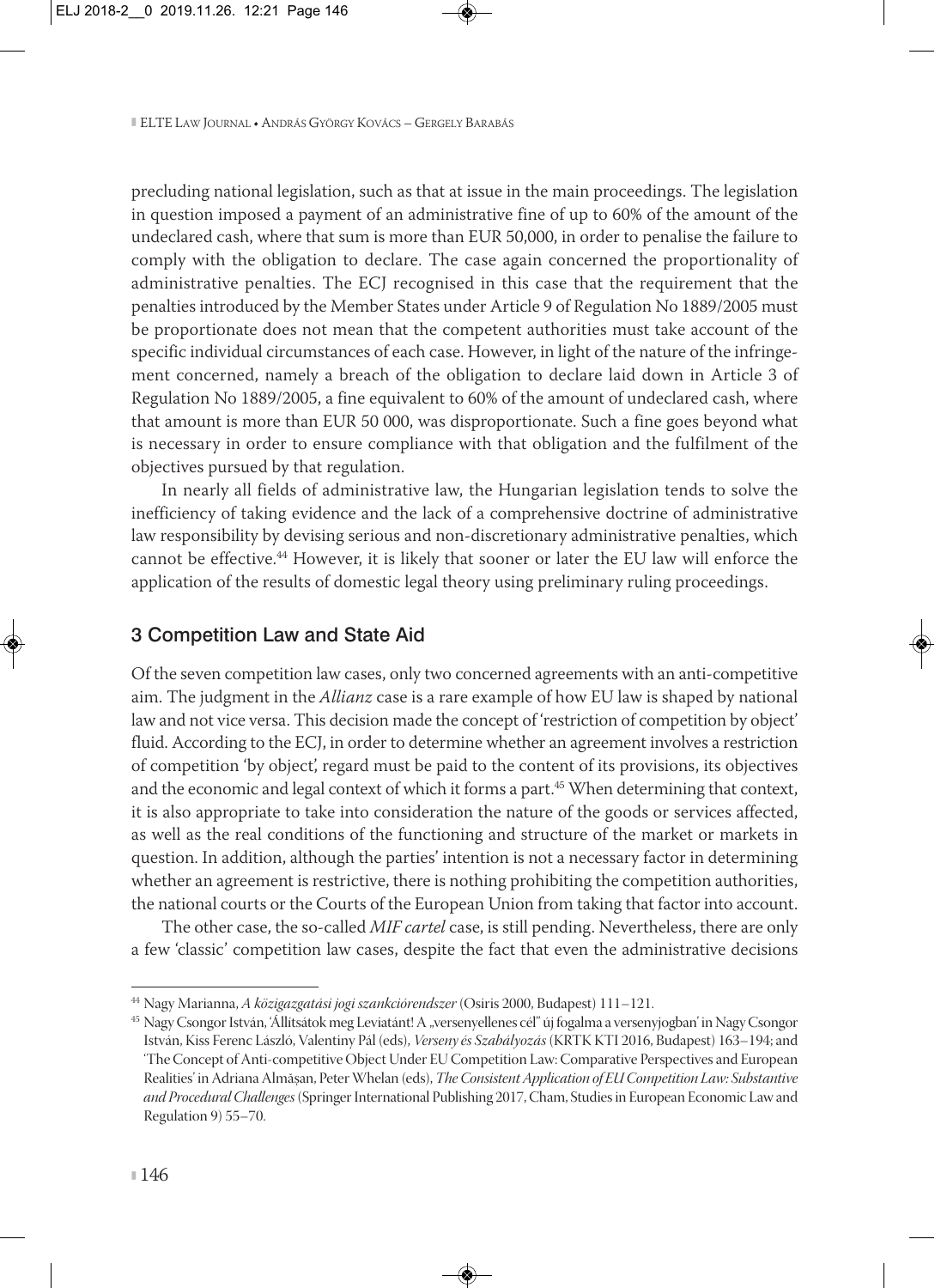precluding national legislation, such as that at issue in the main proceedings. The legislation in question imposed a payment of an administrative fine of up to 60% of the amount of the undeclared cash, where that sum is more than EUR 50,000, in order to penalise the failure to comply with the obligation to declare. The case again concerned the proportionality of administrative penalties. The ECJ recognised in this case that the requirement that the penalties introduced by the Member States under Article 9 of Regulation No 1889/2005 must be proportionate does not mean that the competent authorities must take account of the specific individual circumstances of each case. However, in light of the nature of the infringement concerned, namely a breach of the obligation to declare laid down in Article 3 of Regulation No 1889/2005, a fine equivalent to 60% of the amount of undeclared cash, where that amount is more than EUR 50 000, was disproportionate. Such a fine goes beyond what is necessary in order to ensure compliance with that obligation and the fulfilment of the objectives pursued by that regulation.

In nearly all fields of administrative law, the Hungarian legislation tends to solve the inefficiency of taking evidence and the lack of a comprehensive doctrine of administrative law responsibility by devising serious and non-discretionary administrative penalties, which cannot be effective.[44] However, it is likely that sooner or later the EU law will enforce the application of the results of domestic legal theory using preliminary ruling proceedings.

## 3 Competition Law and State Aid

Of the seven competition law cases, only two concerned agreements with an anti-competitive aim. The judgment in the *Allianz* case is a rare example of how EU law is shaped by national law and not vice versa. This decision made the concept of 'restriction of competition by object' fluid. According to the ECJ, in order to determine whether an agreement involves a restriction of competition 'by object', regard must be paid to the content of its provisions, its objectives and the economic and legal context of which it forms a part.[45] When determining that context, it is also appropriate to take into consideration the nature of the goods or services affected, as well as the real conditions of the functioning and structure of the market or markets in question. In addition, although the parties' intention is not a necessary factor in determining whether an agreement is restrictive, there is nothing prohibiting the competition authorities, the national courts or the Courts of the European Union from taking that factor into account.

The other case, the so-called *MIF cartel* case, is still pending. Nevertheless, there are only a few 'classic' competition law cases, despite the fact that even the administrative decisions

---

[44] Nagy Marianna, *A közigazgatási jogi szankciórendszer* (Osiris 2000, Budapest) 111–121.

[45] Nagy Csongor István, 'Állítsátok meg Leviatánt! A „versenyellenes cél" új fogalma a versenyjogban' in Nagy Csongor István, Kiss Ferenc László, Valentiny Pál (eds), *Verseny és Szabályozás* (KRTK KTI 2016, Budapest) 163–194; and 'The Concept of Anti-competitive Object Under EU Competition Law: Comparative Perspectives and European Realities' in Adriana Almășan, Peter Whelan (eds), *The Consistent Application of EU Competition Law: Substantive and Procedural Challenges* (Springer International Publishing 2017, Cham, Studies in European Economic Law and Regulation 9) 55–70.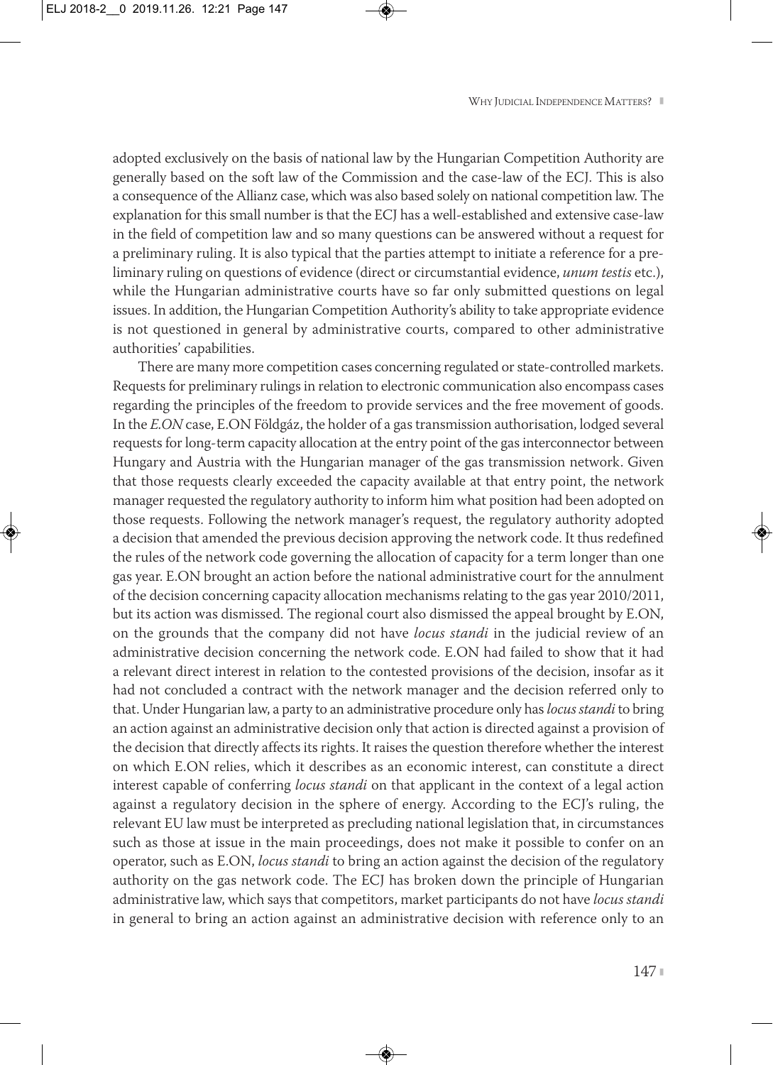adopted exclusively on the basis of national law by the Hungarian Competition Authority are generally based on the soft law of the Commission and the case-law of the ECJ. This is also a consequence of the Allianz case, which was also based solely on national competition law. The explanation for this small number is that the ECJ has a well-established and extensive case-law in the field of competition law and so many questions can be answered without a request for a preliminary ruling. It is also typical that the parties attempt to initiate a reference for a preliminary ruling on questions of evidence (direct or circumstantial evidence, *unum testis* etc.), while the Hungarian administrative courts have so far only submitted questions on legal issues. In addition, the Hungarian Competition Authority's ability to take appropriate evidence is not questioned in general by administrative courts, compared to other administrative authorities' capabilities.

There are many more competition cases concerning regulated or state-controlled markets. Requests for preliminary rulings in relation to electronic communication also encompass cases regarding the principles of the freedom to provide services and the free movement of goods. In the *E.ON* case, E.ON Földgáz, the holder of a gas transmission authorisation, lodged several requests for long-term capacity allocation at the entry point of the gas interconnector between Hungary and Austria with the Hungarian manager of the gas transmission network. Given that those requests clearly exceeded the capacity available at that entry point, the network manager requested the regulatory authority to inform him what position had been adopted on those requests. Following the network manager's request, the regulatory authority adopted a decision that amended the previous decision approving the network code. It thus redefined the rules of the network code governing the allocation of capacity for a term longer than one gas year. E.ON brought an action before the national administrative court for the annulment of the decision concerning capacity allocation mechanisms relating to the gas year 2010/2011, but its action was dismissed. The regional court also dismissed the appeal brought by E.ON, on the grounds that the company did not have *locus standi* in the judicial review of an administrative decision concerning the network code. E.ON had failed to show that it had a relevant direct interest in relation to the contested provisions of the decision, insofar as it had not concluded a contract with the network manager and the decision referred only to that. Under Hungarian law, a party to an administrative procedure only has *locus standi* to bring an action against an administrative decision only that action is directed against a provision of the decision that directly affects its rights. It raises the question therefore whether the interest on which E.ON relies, which it describes as an economic interest, can constitute a direct interest capable of conferring *locus standi* on that applicant in the context of a legal action against a regulatory decision in the sphere of energy. According to the ECJ's ruling, the relevant EU law must be interpreted as precluding national legislation that, in circumstances such as those at issue in the main proceedings, does not make it possible to confer on an operator, such as E.ON, *locus standi* to bring an action against the decision of the regulatory authority on the gas network code. The ECJ has broken down the principle of Hungarian administrative law, which says that competitors, market participants do not have *locus standi* in general to bring an action against an administrative decision with reference only to an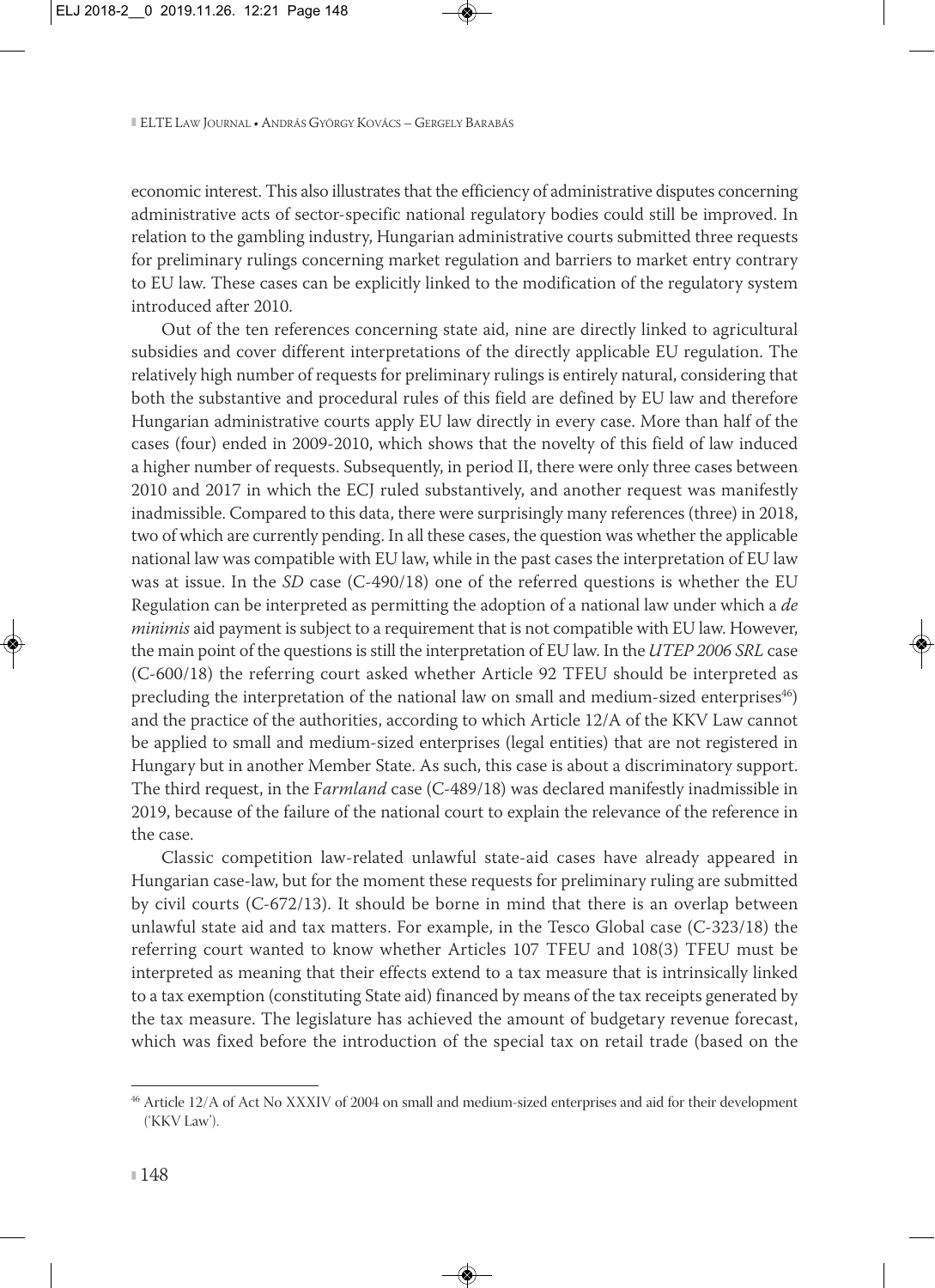economic interest. This also illustrates that the efficiency of administrative disputes concerning administrative acts of sector-specific national regulatory bodies could still be improved. In relation to the gambling industry, Hungarian administrative courts submitted three requests for preliminary rulings concerning market regulation and barriers to market entry contrary to EU law. These cases can be explicitly linked to the modification of the regulatory system introduced after 2010.

Out of the ten references concerning state aid, nine are directly linked to agricultural subsidies and cover different interpretations of the directly applicable EU regulation. The relatively high number of requests for preliminary rulings is entirely natural, considering that both the substantive and procedural rules of this field are defined by EU law and therefore Hungarian administrative courts apply EU law directly in every case. More than half of the cases (four) ended in 2009-2010, which shows that the novelty of this field of law induced a higher number of requests. Subsequently, in period II, there were only three cases between 2010 and 2017 in which the ECJ ruled substantively, and another request was manifestly inadmissible. Compared to this data, there were surprisingly many references (three) in 2018, two of which are currently pending. In all these cases, the question was whether the applicable national law was compatible with EU law, while in the past cases the interpretation of EU law was at issue. In the *SD* case (C-490/18) one of the referred questions is whether the EU Regulation can be interpreted as permitting the adoption of a national law under which a *de minimis* aid payment is subject to a requirement that is not compatible with EU law. However, the main point of the questions is still the interpretation of EU law. In the *UTEP 2006 SRL* case (C-600/18) the referring court asked whether Article 92 TFEU should be interpreted as precluding the interpretation of the national law on small and medium-sized enterprises[46]) and the practice of the authorities, according to which Article 12/A of the KKV Law cannot be applied to small and medium-sized enterprises (legal entities) that are not registered in Hungary but in another Member State. As such, this case is about a discriminatory support. The third request, in the F*armland* case (C-489/18) was declared manifestly inadmissible in 2019, because of the failure of the national court to explain the relevance of the reference in the case.

Classic competition law-related unlawful state-aid cases have already appeared in Hungarian case-law, but for the moment these requests for preliminary ruling are submitted by civil courts (C-672/13). It should be borne in mind that there is an overlap between unlawful state aid and tax matters. For example, in the Tesco Global case (C-323/18) the referring court wanted to know whether Articles 107 TFEU and 108(3) TFEU must be interpreted as meaning that their effects extend to a tax measure that is intrinsically linked to a tax exemption (constituting State aid) financed by means of the tax receipts generated by the tax measure. The legislature has achieved the amount of budgetary revenue forecast, which was fixed before the introduction of the special tax on retail trade (based on the

---

[46] Article 12/A of Act No XXXIV of 2004 on small and medium-sized enterprises and aid for their development ('KKV Law').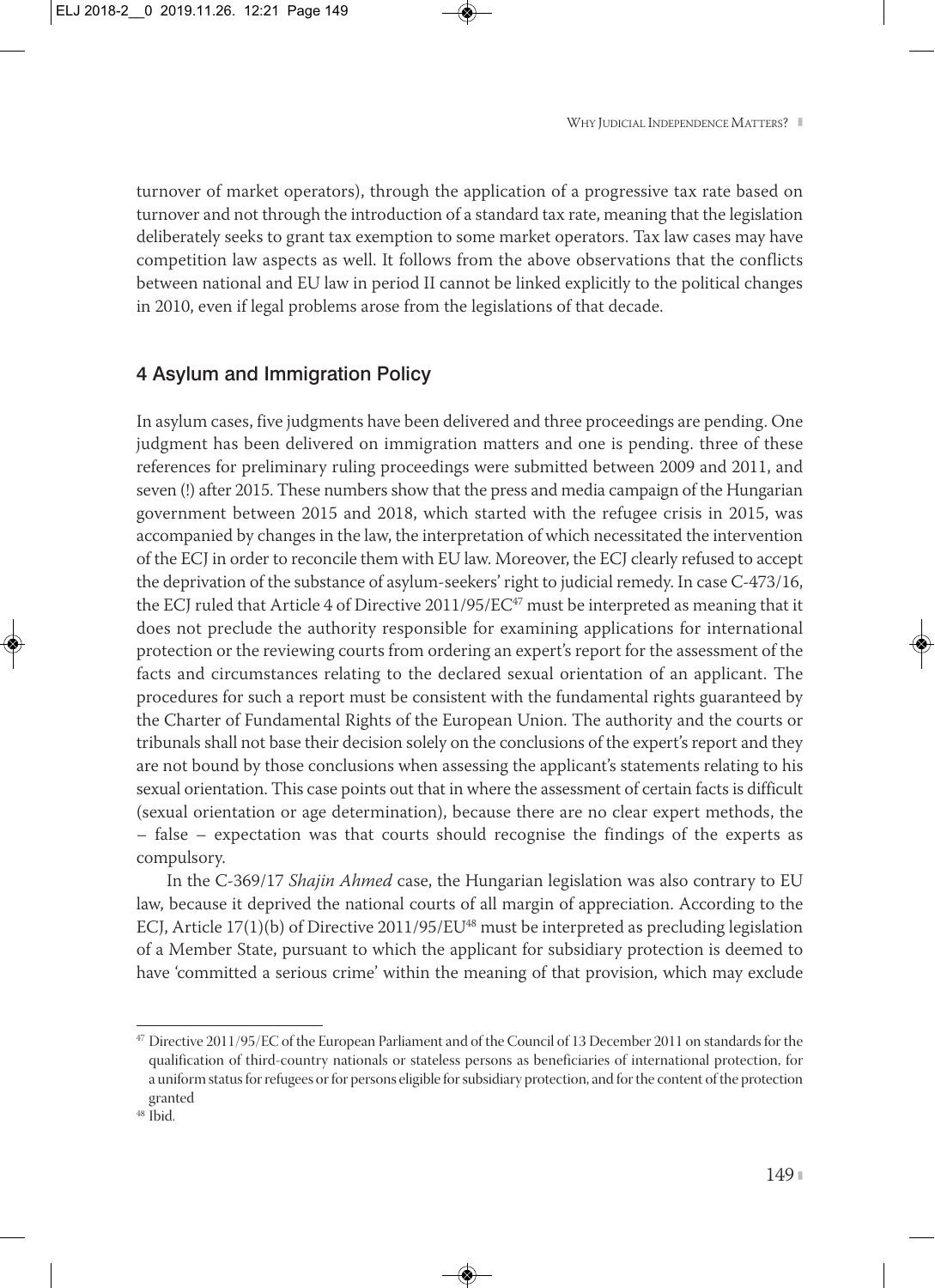turnover of market operators), through the application of a progressive tax rate based on turnover and not through the introduction of a standard tax rate, meaning that the legislation deliberately seeks to grant tax exemption to some market operators. Tax law cases may have competition law aspects as well. It follows from the above observations that the conflicts between national and EU law in period II cannot be linked explicitly to the political changes in 2010, even if legal problems arose from the legislations of that decade.

## 4 Asylum and Immigration Policy

In asylum cases, five judgments have been delivered and three proceedings are pending. One judgment has been delivered on immigration matters and one is pending. three of these references for preliminary ruling proceedings were submitted between 2009 and 2011, and seven (!) after 2015. These numbers show that the press and media campaign of the Hungarian government between 2015 and 2018, which started with the refugee crisis in 2015, was accompanied by changes in the law, the interpretation of which necessitated the intervention of the ECJ in order to reconcile them with EU law. Moreover, the ECJ clearly refused to accept the deprivation of the substance of asylum-seekers' right to judicial remedy. In case C-473/16, the ECJ ruled that Article 4 of Directive 2011/95/EC[47] must be interpreted as meaning that it does not preclude the authority responsible for examining applications for international protection or the reviewing courts from ordering an expert's report for the assessment of the facts and circumstances relating to the declared sexual orientation of an applicant. The procedures for such a report must be consistent with the fundamental rights guaranteed by the Charter of Fundamental Rights of the European Union. The authority and the courts or tribunals shall not base their decision solely on the conclusions of the expert's report and they are not bound by those conclusions when assessing the applicant's statements relating to his sexual orientation. This case points out that in where the assessment of certain facts is difficult (sexual orientation or age determination), because there are no clear expert methods, the – false – expectation was that courts should recognise the findings of the experts as compulsory.

In the C-369/17 *Shajin Ahmed* case, the Hungarian legislation was also contrary to EU law, because it deprived the national courts of all margin of appreciation. According to the ECJ, Article 17(1)(b) of Directive 2011/95/EU[48] must be interpreted as precluding legislation of a Member State, pursuant to which the applicant for subsidiary protection is deemed to have 'committed a serious crime' within the meaning of that provision, which may exclude

---

[47] Directive 2011/95/EC of the European Parliament and of the Council of 13 December 2011 on standards for the qualification of third-country nationals or stateless persons as beneficiaries of international protection, for a uniform status for refugees or for persons eligible for subsidiary protection, and for the content of the protection granted

[48] Ibid.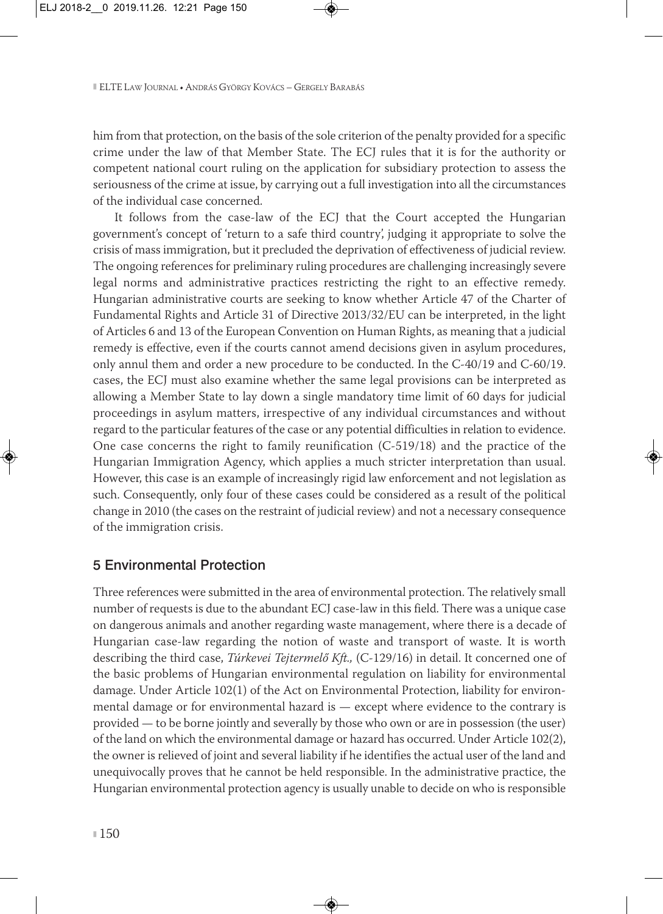him from that protection, on the basis of the sole criterion of the penalty provided for a specific crime under the law of that Member State. The ECJ rules that it is for the authority or competent national court ruling on the application for subsidiary protection to assess the seriousness of the crime at issue, by carrying out a full investigation into all the circumstances of the individual case concerned.

It follows from the case-law of the ECJ that the Court accepted the Hungarian government's concept of 'return to a safe third country', judging it appropriate to solve the crisis of mass immigration, but it precluded the deprivation of effectiveness of judicial review. The ongoing references for preliminary ruling procedures are challenging increasingly severe legal norms and administrative practices restricting the right to an effective remedy. Hungarian administrative courts are seeking to know whether Article 47 of the Charter of Fundamental Rights and Article 31 of Directive 2013/32/EU can be interpreted, in the light of Articles 6 and 13 of the European Convention on Human Rights, as meaning that a judicial remedy is effective, even if the courts cannot amend decisions given in asylum procedures, only annul them and order a new procedure to be conducted. In the C-40/19 and C-60/19. cases, the ECJ must also examine whether the same legal provisions can be interpreted as allowing a Member State to lay down a single mandatory time limit of 60 days for judicial proceedings in asylum matters, irrespective of any individual circumstances and without regard to the particular features of the case or any potential difficulties in relation to evidence. One case concerns the right to family reunification (C-519/18) and the practice of the Hungarian Immigration Agency, which applies a much stricter interpretation than usual. However, this case is an example of increasingly rigid law enforcement and not legislation as such. Consequently, only four of these cases could be considered as a result of the political change in 2010 (the cases on the restraint of judicial review) and not a necessary consequence of the immigration crisis.

## 5 Environmental Protection

Three references were submitted in the area of environmental protection. The relatively small number of requests is due to the abundant ECJ case-law in this field. There was a unique case on dangerous animals and another regarding waste management, where there is a decade of Hungarian case-law regarding the notion of waste and transport of waste. It is worth describing the third case, *Túrkevei Tejtermelő Kft.,* (C-129/16) in detail. It concerned one of the basic problems of Hungarian environmental regulation on liability for environmental damage. Under Article 102(1) of the Act on Environmental Protection, liability for environmental damage or for environmental hazard is — except where evidence to the contrary is provided — to be borne jointly and severally by those who own or are in possession (the user) of the land on which the environmental damage or hazard has occurred. Under Article 102(2), the owner is relieved of joint and several liability if he identifies the actual user of the land and unequivocally proves that he cannot be held responsible. In the administrative practice, the Hungarian environmental protection agency is usually unable to decide on who is responsible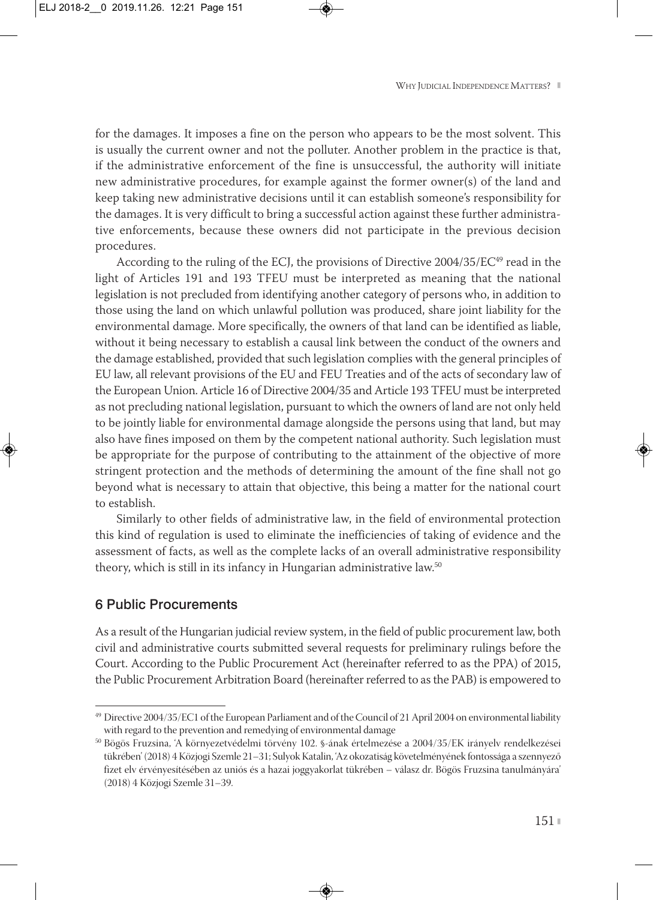for the damages. It imposes a fine on the person who appears to be the most solvent. This is usually the current owner and not the polluter. Another problem in the practice is that, if the administrative enforcement of the fine is unsuccessful, the authority will initiate new administrative procedures, for example against the former owner(s) of the land and keep taking new administrative decisions until it can establish someone's responsibility for the damages. It is very difficult to bring a successful action against these further administrative enforcements, because these owners did not participate in the previous decision procedures.

According to the ruling of the ECJ, the provisions of Directive 2004/35/EC[49] read in the light of Articles 191 and 193 TFEU must be interpreted as meaning that the national legislation is not precluded from identifying another category of persons who, in addition to those using the land on which unlawful pollution was produced, share joint liability for the environmental damage. More specifically, the owners of that land can be identified as liable, without it being necessary to establish a causal link between the conduct of the owners and the damage established, provided that such legislation complies with the general principles of EU law, all relevant provisions of the EU and FEU Treaties and of the acts of secondary law of the European Union. Article 16 of Directive 2004/35 and Article 193 TFEU must be interpreted as not precluding national legislation, pursuant to which the owners of land are not only held to be jointly liable for environmental damage alongside the persons using that land, but may also have fines imposed on them by the competent national authority. Such legislation must be appropriate for the purpose of contributing to the attainment of the objective of more stringent protection and the methods of determining the amount of the fine shall not go beyond what is necessary to attain that objective, this being a matter for the national court to establish.

Similarly to other fields of administrative law, in the field of environmental protection this kind of regulation is used to eliminate the inefficiencies of taking of evidence and the assessment of facts, as well as the complete lacks of an overall administrative responsibility theory, which is still in its infancy in Hungarian administrative law.[50]

## 6 Public Procurements

As a result of the Hungarian judicial review system, in the field of public procurement law, both civil and administrative courts submitted several requests for preliminary rulings before the Court. According to the Public Procurement Act (hereinafter referred to as the PPA) of 2015, the Public Procurement Arbitration Board (hereinafter referred to as the PAB) is empowered to

---

[49] Directive 2004/35/EC1 of the European Parliament and of the Council of 21 April 2004 on environmental liability with regard to the prevention and remedying of environmental damage

[50] Bögös Fruzsina, 'A környezetvédelmi törvény 102. §-ának értelmezése a 2004/35/EK irányelv rendelkezései tükrében' (2018) 4 Közjogi Szemle 21–31; Sulyok Katalin, 'Az okozatiság követelményének fontossága a szennyező fizet elv érvényesítésében az uniós és a hazai joggyakorlat tükrében – válasz dr. Bögös Fruzsina tanulmányára' (2018) 4 Közjogi Szemle 31–39.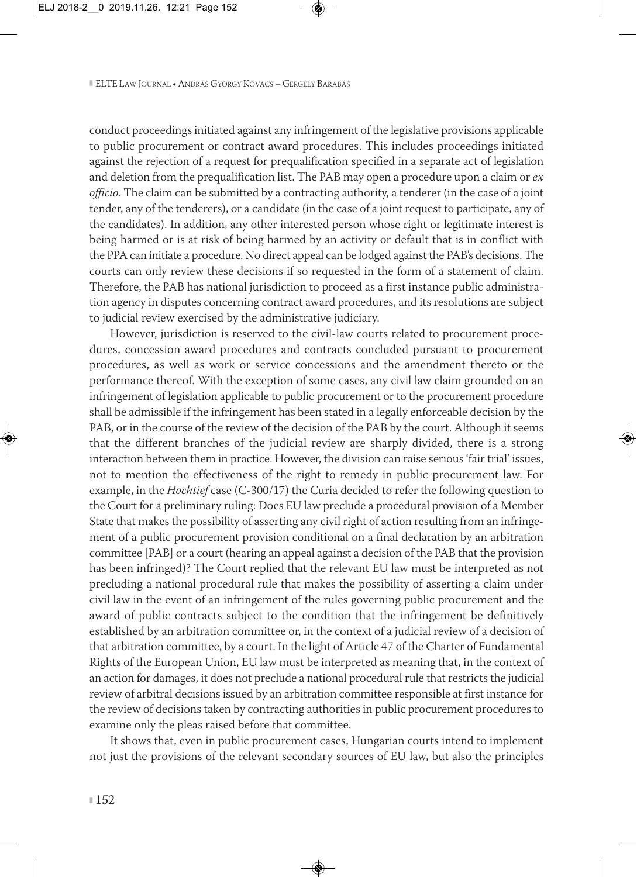conduct proceedings initiated against any infringement of the legislative provisions applicable to public procurement or contract award procedures. This includes proceedings initiated against the rejection of a request for prequalification specified in a separate act of legislation and deletion from the prequalification list. The PAB may open a procedure upon a claim or *ex officio*. The claim can be submitted by a contracting authority, a tenderer (in the case of a joint tender, any of the tenderers), or a candidate (in the case of a joint request to participate, any of the candidates). In addition, any other interested person whose right or legitimate interest is being harmed or is at risk of being harmed by an activity or default that is in conflict with the PPA can initiate a procedure. No direct appeal can be lodged against the PAB's decisions. The courts can only review these decisions if so requested in the form of a statement of claim. Therefore, the PAB has national jurisdiction to proceed as a first instance public administration agency in disputes concerning contract award procedures, and its resolutions are subject to judicial review exercised by the administrative judiciary.

However, jurisdiction is reserved to the civil-law courts related to procurement procedures, concession award procedures and contracts concluded pursuant to procurement procedures, as well as work or service concessions and the amendment thereto or the performance thereof. With the exception of some cases, any civil law claim grounded on an infringement of legislation applicable to public procurement or to the procurement procedure shall be admissible if the infringement has been stated in a legally enforceable decision by the PAB, or in the course of the review of the decision of the PAB by the court. Although it seems that the different branches of the judicial review are sharply divided, there is a strong interaction between them in practice. However, the division can raise serious 'fair trial' issues, not to mention the effectiveness of the right to remedy in public procurement law. For example, in the *Hochtief* case (C-300/17) the Curia decided to refer the following question to the Court for a preliminary ruling: Does EU law preclude a procedural provision of a Member State that makes the possibility of asserting any civil right of action resulting from an infringement of a public procurement provision conditional on a final declaration by an arbitration committee [PAB] or a court (hearing an appeal against a decision of the PAB that the provision has been infringed)? The Court replied that the relevant EU law must be interpreted as not precluding a national procedural rule that makes the possibility of asserting a claim under civil law in the event of an infringement of the rules governing public procurement and the award of public contracts subject to the condition that the infringement be definitively established by an arbitration committee or, in the context of a judicial review of a decision of that arbitration committee, by a court. In the light of Article 47 of the Charter of Fundamental Rights of the European Union, EU law must be interpreted as meaning that, in the context of an action for damages, it does not preclude a national procedural rule that restricts the judicial review of arbitral decisions issued by an arbitration committee responsible at first instance for the review of decisions taken by contracting authorities in public procurement procedures to examine only the pleas raised before that committee.

It shows that, even in public procurement cases, Hungarian courts intend to implement not just the provisions of the relevant secondary sources of EU law, but also the principles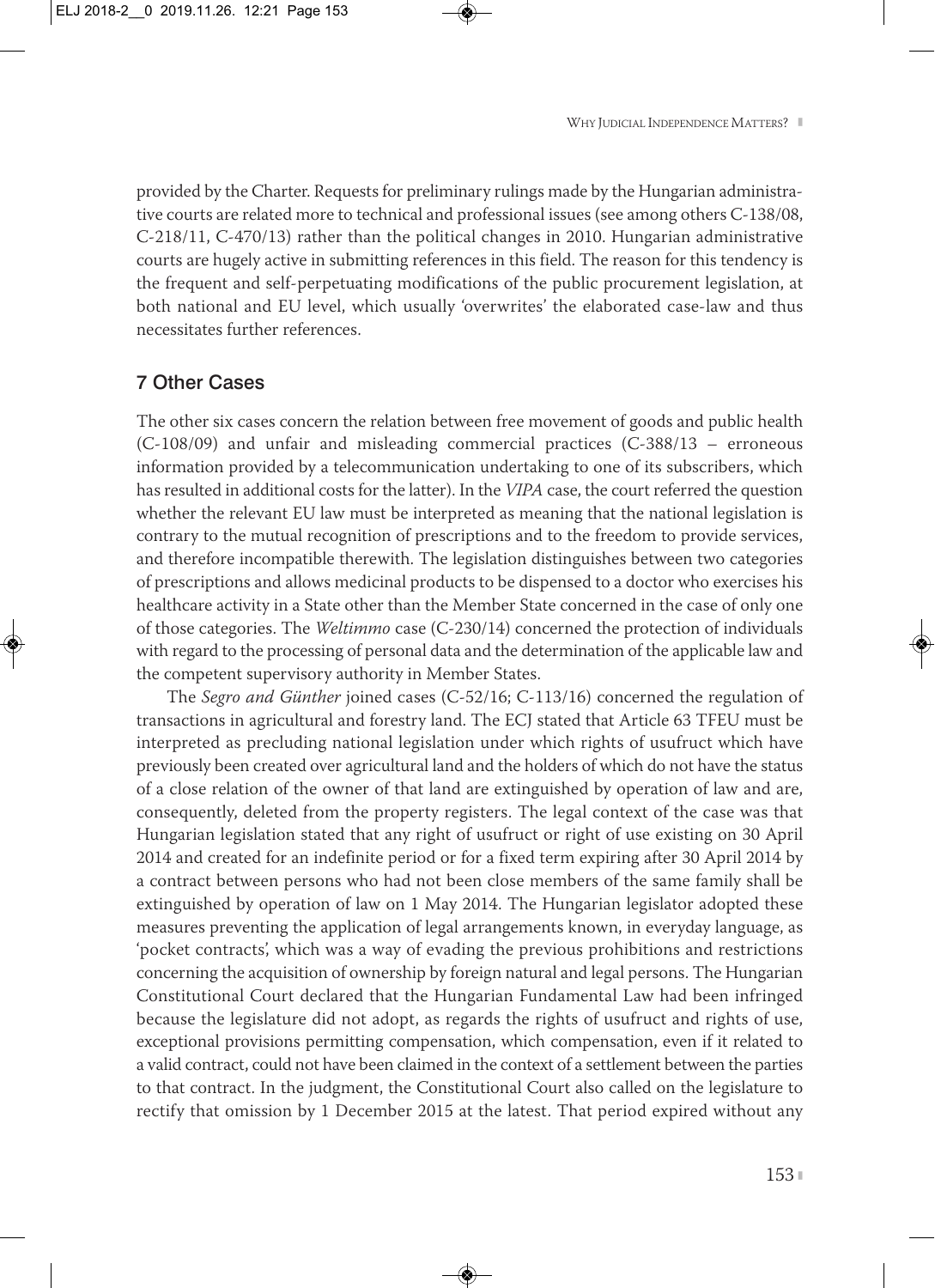provided by the Charter. Requests for preliminary rulings made by the Hungarian administrative courts are related more to technical and professional issues (see among others C-138/08, C-218/11, C-470/13) rather than the political changes in 2010. Hungarian administrative courts are hugely active in submitting references in this field. The reason for this tendency is the frequent and self-perpetuating modifications of the public procurement legislation, at both national and EU level, which usually 'overwrites' the elaborated case-law and thus necessitates further references.

## 7 Other Cases

The other six cases concern the relation between free movement of goods and public health (C-108/09) and unfair and misleading commercial practices (C-388/13 – erroneous information provided by a telecommunication undertaking to one of its subscribers, which has resulted in additional costs for the latter). In the *VIPA* case, the court referred the question whether the relevant EU law must be interpreted as meaning that the national legislation is contrary to the mutual recognition of prescriptions and to the freedom to provide services, and therefore incompatible therewith. The legislation distinguishes between two categories of prescriptions and allows medicinal products to be dispensed to a doctor who exercises his healthcare activity in a State other than the Member State concerned in the case of only one of those categories. The *Weltimmo* case (C-230/14) concerned the protection of individuals with regard to the processing of personal data and the determination of the applicable law and the competent supervisory authority in Member States.

The *Segro and Günther* joined cases (C-52/16; C-113/16) concerned the regulation of transactions in agricultural and forestry land. The ECJ stated that Article 63 TFEU must be interpreted as precluding national legislation under which rights of usufruct which have previously been created over agricultural land and the holders of which do not have the status of a close relation of the owner of that land are extinguished by operation of law and are, consequently, deleted from the property registers. The legal context of the case was that Hungarian legislation stated that any right of usufruct or right of use existing on 30 April 2014 and created for an indefinite period or for a fixed term expiring after 30 April 2014 by a contract between persons who had not been close members of the same family shall be extinguished by operation of law on 1 May 2014. The Hungarian legislator adopted these measures preventing the application of legal arrangements known, in everyday language, as 'pocket contracts', which was a way of evading the previous prohibitions and restrictions concerning the acquisition of ownership by foreign natural and legal persons. The Hungarian Constitutional Court declared that the Hungarian Fundamental Law had been infringed because the legislature did not adopt, as regards the rights of usufruct and rights of use, exceptional provisions permitting compensation, which compensation, even if it related to a valid contract, could not have been claimed in the context of a settlement between the parties to that contract. In the judgment, the Constitutional Court also called on the legislature to rectify that omission by 1 December 2015 at the latest. That period expired without any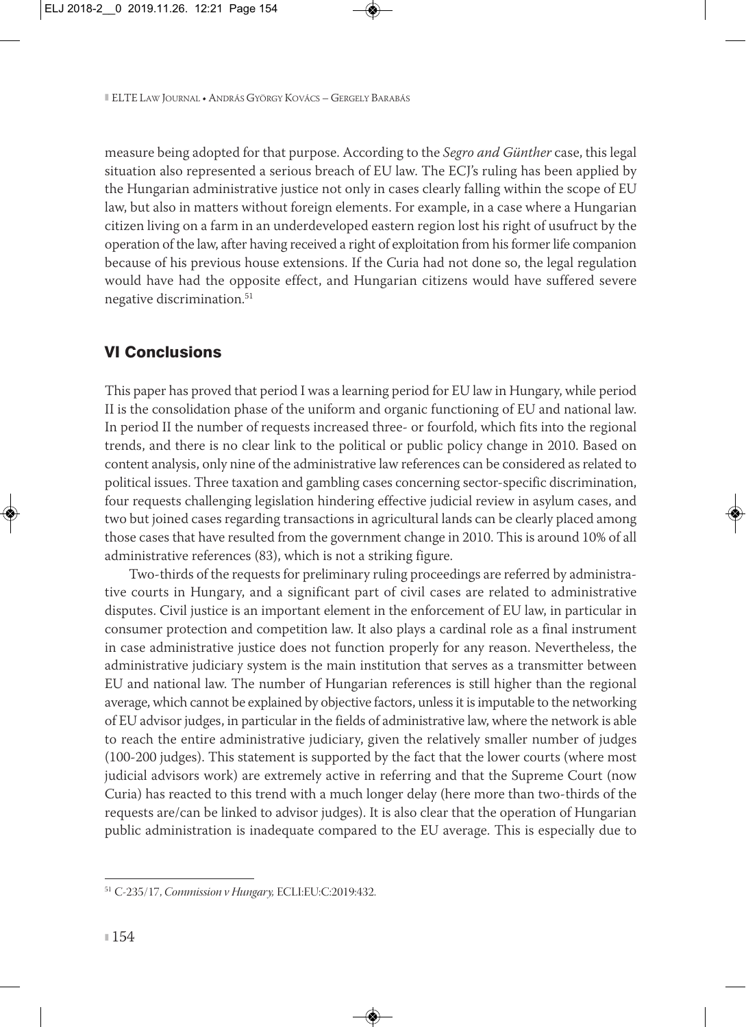measure being adopted for that purpose. According to the *Segro and Günther* case, this legal situation also represented a serious breach of EU law. The ECJ's ruling has been applied by the Hungarian administrative justice not only in cases clearly falling within the scope of EU law, but also in matters without foreign elements. For example, in a case where a Hungarian citizen living on a farm in an underdeveloped eastern region lost his right of usufruct by the operation of the law, after having received a right of exploitation from his former life companion because of his previous house extensions. If the Curia had not done so, the legal regulation would have had the opposite effect, and Hungarian citizens would have suffered severe negative discrimination.[51]

## VI Conclusions

This paper has proved that period I was a learning period for EU law in Hungary, while period II is the consolidation phase of the uniform and organic functioning of EU and national law. In period II the number of requests increased three- or fourfold, which fits into the regional trends, and there is no clear link to the political or public policy change in 2010. Based on content analysis, only nine of the administrative law references can be considered as related to political issues. Three taxation and gambling cases concerning sector-specific discrimination, four requests challenging legislation hindering effective judicial review in asylum cases, and two but joined cases regarding transactions in agricultural lands can be clearly placed among those cases that have resulted from the government change in 2010. This is around 10% of all administrative references (83), which is not a striking figure.

Two-thirds of the requests for preliminary ruling proceedings are referred by administrative courts in Hungary, and a significant part of civil cases are related to administrative disputes. Civil justice is an important element in the enforcement of EU law, in particular in consumer protection and competition law. It also plays a cardinal role as a final instrument in case administrative justice does not function properly for any reason. Nevertheless, the administrative judiciary system is the main institution that serves as a transmitter between EU and national law. The number of Hungarian references is still higher than the regional average, which cannot be explained by objective factors, unless it is imputable to the networking of EU advisor judges, in particular in the fields of administrative law, where the network is able to reach the entire administrative judiciary, given the relatively smaller number of judges (100-200 judges). This statement is supported by the fact that the lower courts (where most judicial advisors work) are extremely active in referring and that the Supreme Court (now Curia) has reacted to this trend with a much longer delay (here more than two-thirds of the requests are/can be linked to advisor judges). It is also clear that the operation of Hungarian public administration is inadequate compared to the EU average. This is especially due to

[51] C-235/17, *Commission v Hungary,* ECLI:EU:C:2019:432.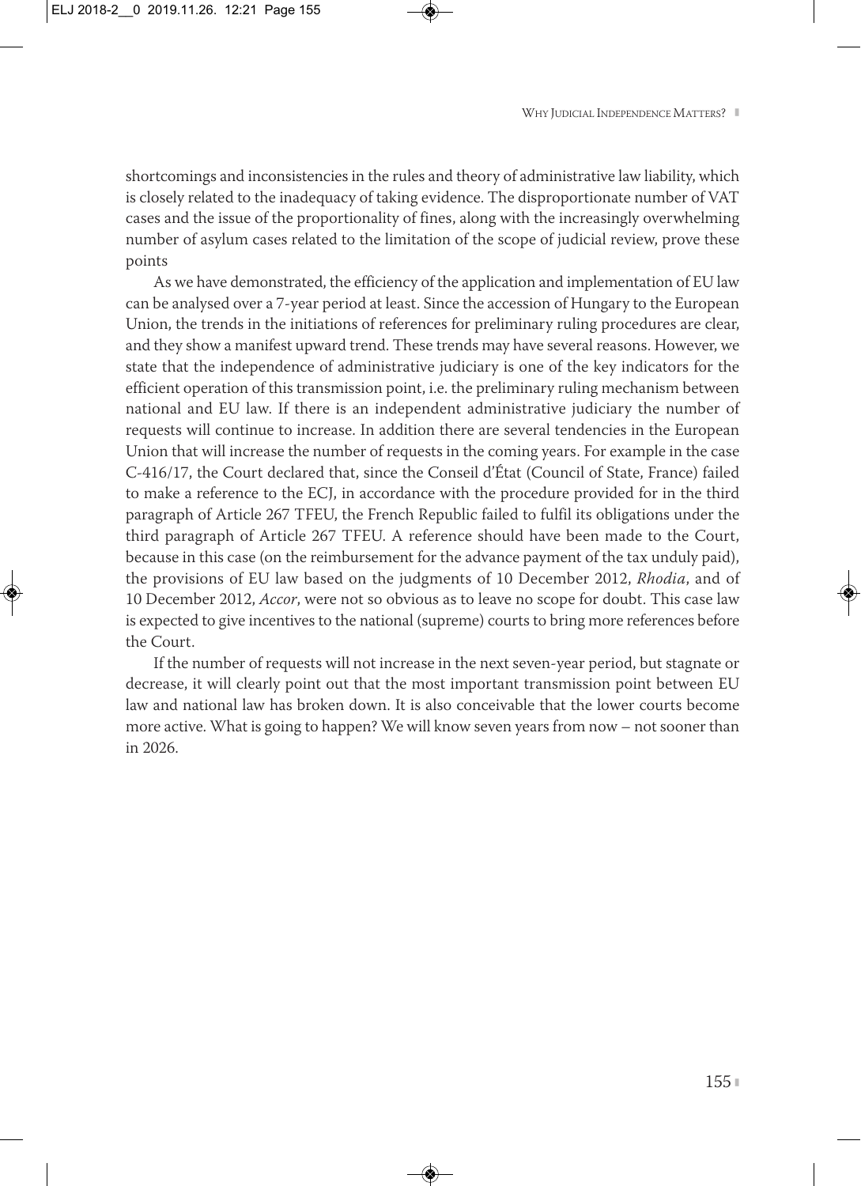shortcomings and inconsistencies in the rules and theory of administrative law liability, which is closely related to the inadequacy of taking evidence. The disproportionate number of VAT cases and the issue of the proportionality of fines, along with the increasingly overwhelming number of asylum cases related to the limitation of the scope of judicial review, prove these points

As we have demonstrated, the efficiency of the application and implementation of EU law can be analysed over a 7-year period at least. Since the accession of Hungary to the European Union, the trends in the initiations of references for preliminary ruling procedures are clear, and they show a manifest upward trend. These trends may have several reasons. However, we state that the independence of administrative judiciary is one of the key indicators for the efficient operation of this transmission point, i.e. the preliminary ruling mechanism between national and EU law. If there is an independent administrative judiciary the number of requests will continue to increase. In addition there are several tendencies in the European Union that will increase the number of requests in the coming years. For example in the case C-416/17, the Court declared that, since the Conseil d'État (Council of State, France) failed to make a reference to the ECJ, in accordance with the procedure provided for in the third paragraph of Article 267 TFEU, the French Republic failed to fulfil its obligations under the third paragraph of Article 267 TFEU. A reference should have been made to the Court, because in this case (on the reimbursement for the advance payment of the tax unduly paid), the provisions of EU law based on the judgments of 10 December 2012, *Rhodia*, and of 10 December 2012, *Accor*, were not so obvious as to leave no scope for doubt. This case law is expected to give incentives to the national (supreme) courts to bring more references before the Court.

If the number of requests will not increase in the next seven-year period, but stagnate or decrease, it will clearly point out that the most important transmission point between EU law and national law has broken down. It is also conceivable that the lower courts become more active. What is going to happen? We will know seven years from now – not sooner than in 2026.